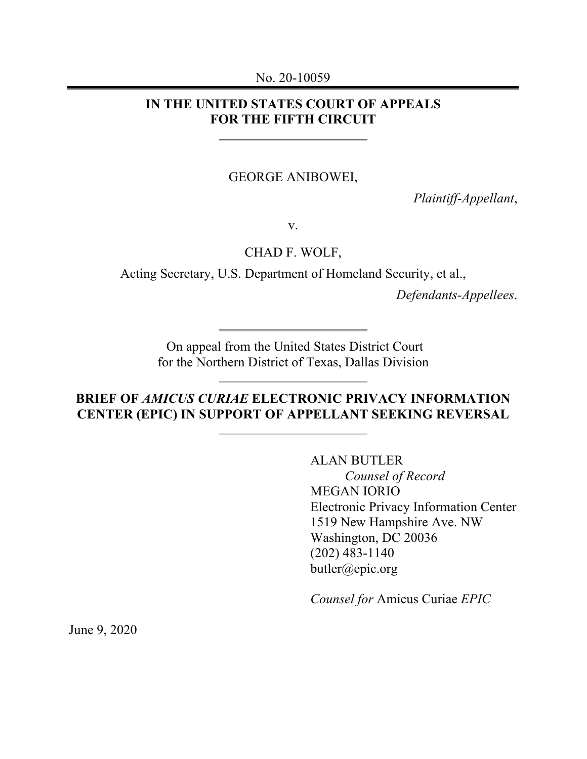No. 20-10059

**IN THE UNITED STATES COURT OF APPEALS**
**FOR THE FIFTH CIRCUIT**

---

GEORGE ANIBOWEI,

*Plaintiff-Appellant*,

v.

CHAD F. WOLF,

Acting Secretary, U.S. Department of Homeland Security, et al.,

*Defendants-Appellees*.

---

On appeal from the United States District Court
for the Northern District of Texas, Dallas Division

---

**BRIEF OF *AMICUS CURIAE* ELECTRONIC PRIVACY INFORMATION CENTER (EPIC) IN SUPPORT OF APPELLANT SEEKING REVERSAL**

---

ALAN BUTLER
*Counsel of Record*
MEGAN IORIO
Electronic Privacy Information Center
1519 New Hampshire Ave. NW
Washington, DC 20036
(202) 483-1140
butler@epic.org

*Counsel for* Amicus Curiae *EPIC*

June 9, 2020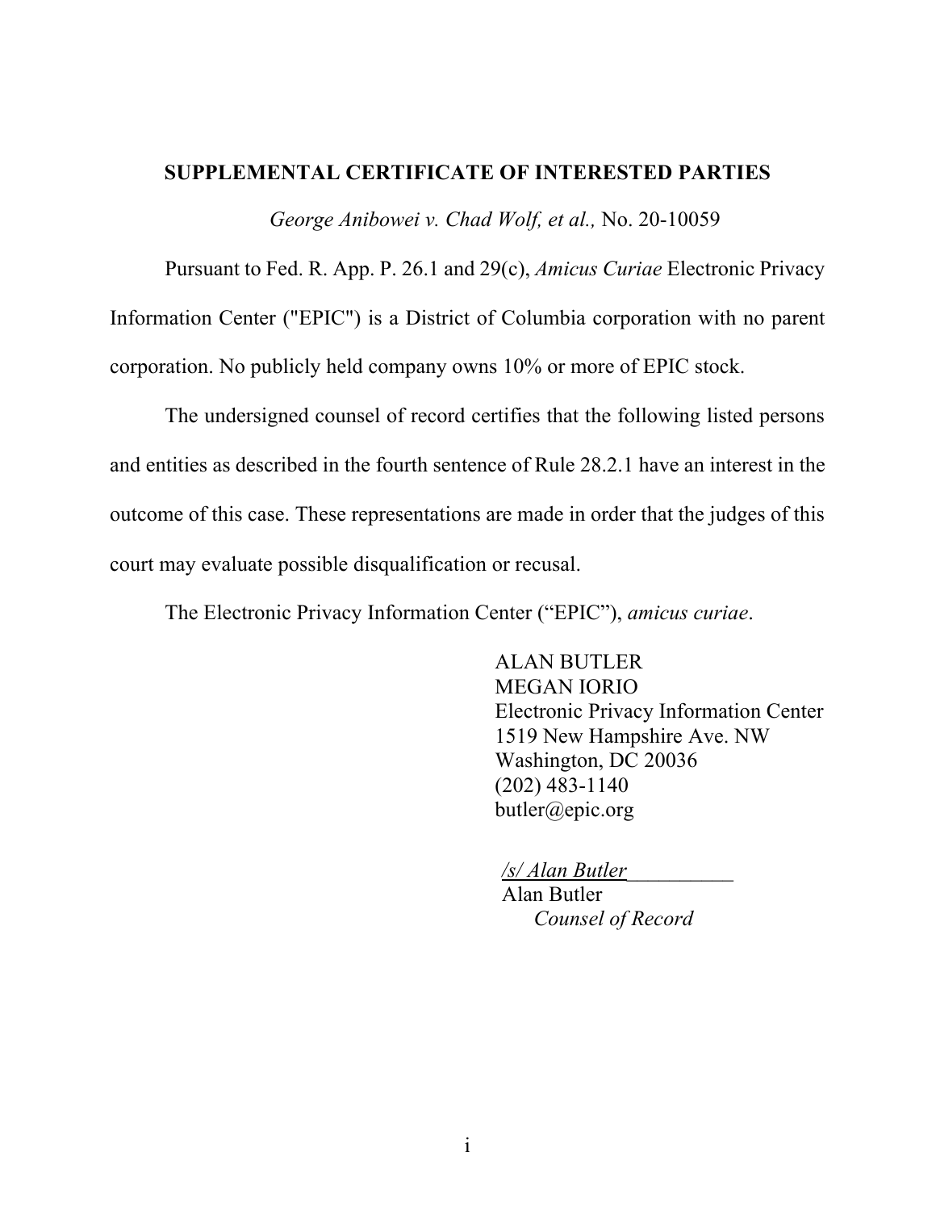## SUPPLEMENTAL CERTIFICATE OF INTERESTED PARTIES

*George Anibowei v. Chad Wolf, et al.,* No. 20-10059

Pursuant to Fed. R. App. P. 26.1 and 29(c), *Amicus Curiae* Electronic Privacy Information Center ("EPIC") is a District of Columbia corporation with no parent corporation. No publicly held company owns 10% or more of EPIC stock.

The undersigned counsel of record certifies that the following listed persons and entities as described in the fourth sentence of Rule 28.2.1 have an interest in the outcome of this case. These representations are made in order that the judges of this court may evaluate possible disqualification or recusal.

The Electronic Privacy Information Center ("EPIC"), *amicus curiae*.

ALAN BUTLER
MEGAN IORIO
Electronic Privacy Information Center
1519 New Hampshire Ave. NW
Washington, DC 20036
(202) 483-1140
butler@epic.org

*/s/ Alan Butler*__________
Alan Butler
*Counsel of Record*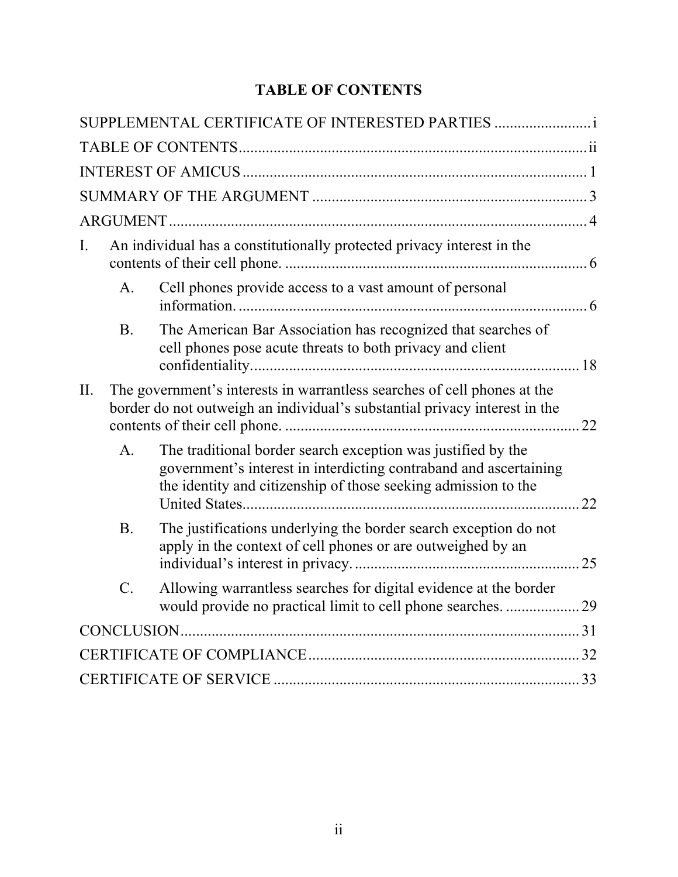# TABLE OF CONTENTS

SUPPLEMENTAL CERTIFICATE OF INTERESTED PARTIES ......................... i

TABLE OF CONTENTS ......................................................................................... ii

INTEREST OF AMICUS ........................................................................................ 1

SUMMARY OF THE ARGUMENT ...................................................................... 3

ARGUMENT .......................................................................................................... 4

I. An individual has a constitutionally protected privacy interest in the contents of their cell phone. ............................................................................. 6

   A. Cell phones provide access to a vast amount of personal information. ......................................................................................... 6

   B. The American Bar Association has recognized that searches of cell phones pose acute threats to both privacy and client confidentiality. .................................................................................... 18

II. The government's interests in warrantless searches of cell phones at the border do not outweigh an individual's substantial privacy interest in the contents of their cell phone. ........................................................................... 22

   A. The traditional border search exception was justified by the government's interest in interdicting contraband and ascertaining the identity and citizenship of those seeking admission to the United States. ....................................................................................... 22

   B. The justifications underlying the border search exception do not apply in the context of cell phones or are outweighed by an individual's interest in privacy. ......................................................... 25

   C. Allowing warrantless searches for digital evidence at the border would provide no practical limit to cell phone searches. ................... 29

CONCLUSION ...................................................................................................... 31

CERTIFICATE OF COMPLIANCE ..................................................................... 32

CERTIFICATE OF SERVICE .............................................................................. 33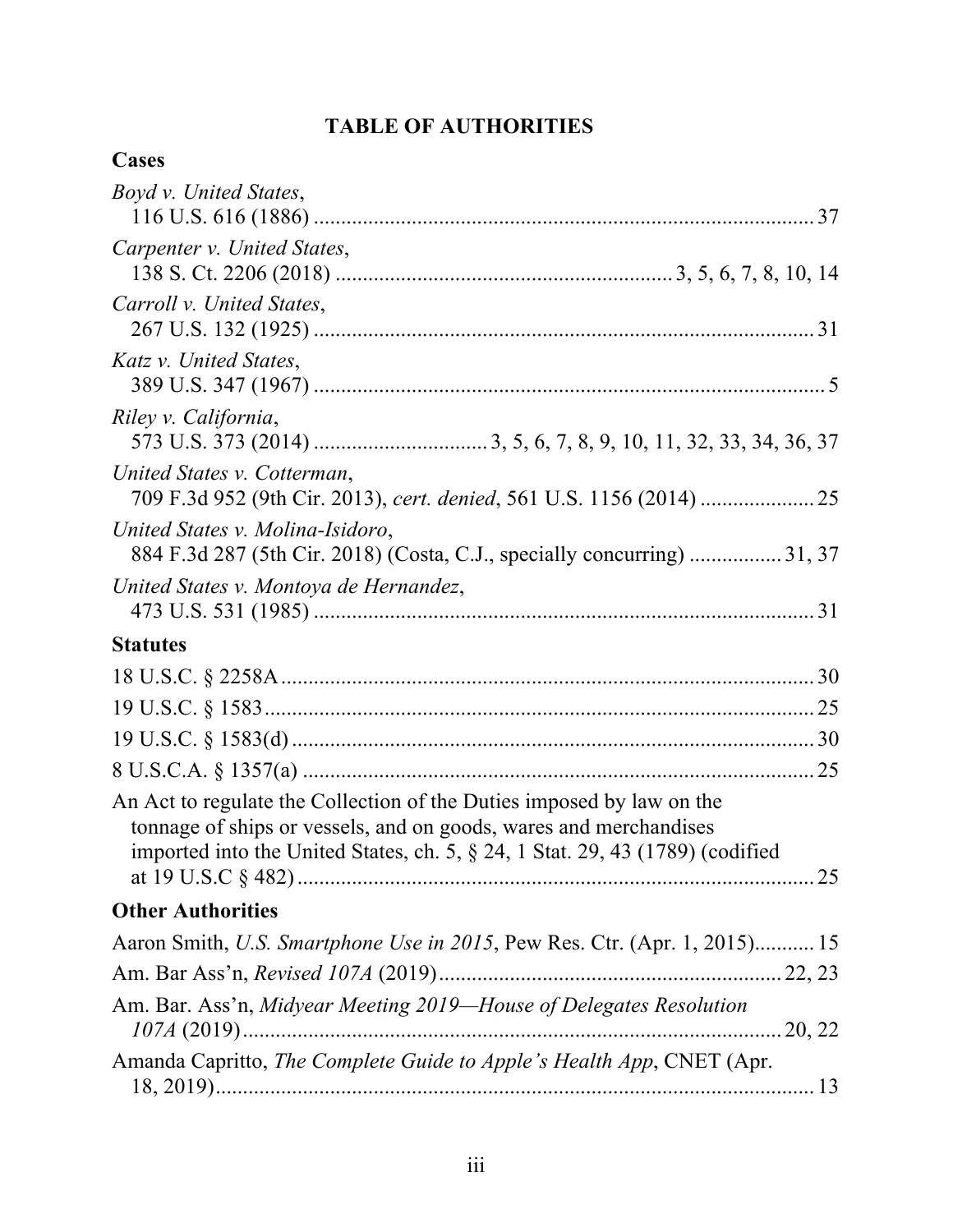# TABLE OF AUTHORITIES

## Cases

*Boyd v. United States*,
116 U.S. 616 (1886) .......................................................................................... 37

*Carpenter v. United States*,
138 S. Ct. 2206 (2018) ........................................................... 3, 5, 6, 7, 8, 10, 14

*Carroll v. United States*,
267 U.S. 132 (1925) .......................................................................................... 31

*Katz v. United States*,
389 U.S. 347 (1967) ............................................................................................ 5

*Riley v. California*,
573 U.S. 373 (2014) ............................... 3, 5, 6, 7, 8, 9, 10, 11, 32, 33, 34, 36, 37

*United States v. Cotterman*,
709 F.3d 952 (9th Cir. 2013), *cert. denied*, 561 U.S. 1156 (2014) .................... 25

*United States v. Molina-Isidoro*,
884 F.3d 287 (5th Cir. 2018) (Costa, C.J., specially concurring) ................ 31, 37

*United States v. Montoya de Hernandez*,
473 U.S. 531 (1985) .......................................................................................... 31

## Statutes

18 U.S.C. § 2258A ................................................................................................ 30

19 U.S.C. § 1583 .................................................................................................... 25

19 U.S.C. § 1583(d) ............................................................................................... 30

8 U.S.C.A. § 1357(a) ............................................................................................ 25

An Act to regulate the Collection of the Duties imposed by law on the tonnage of ships or vessels, and on goods, wares and merchandises imported into the United States, ch. 5, § 24, 1 Stat. 29, 43 (1789) (codified at 19 U.S.C § 482) ............................................................................................. 25

## Other Authorities

Aaron Smith, *U.S. Smartphone Use in 2015*, Pew Res. Ctr. (Apr. 1, 2015)........... 15

Am. Bar Ass'n, *Revised 107A* (2019).............................................................. 22, 23

Am. Bar. Ass'n, *Midyear Meeting 2019—House of Delegates Resolution 107A* (2019)................................................................................................... 20, 22

Amanda Capritto, *The Complete Guide to Apple's Health App*, CNET (Apr. 18, 2019)............................................................................................................. 13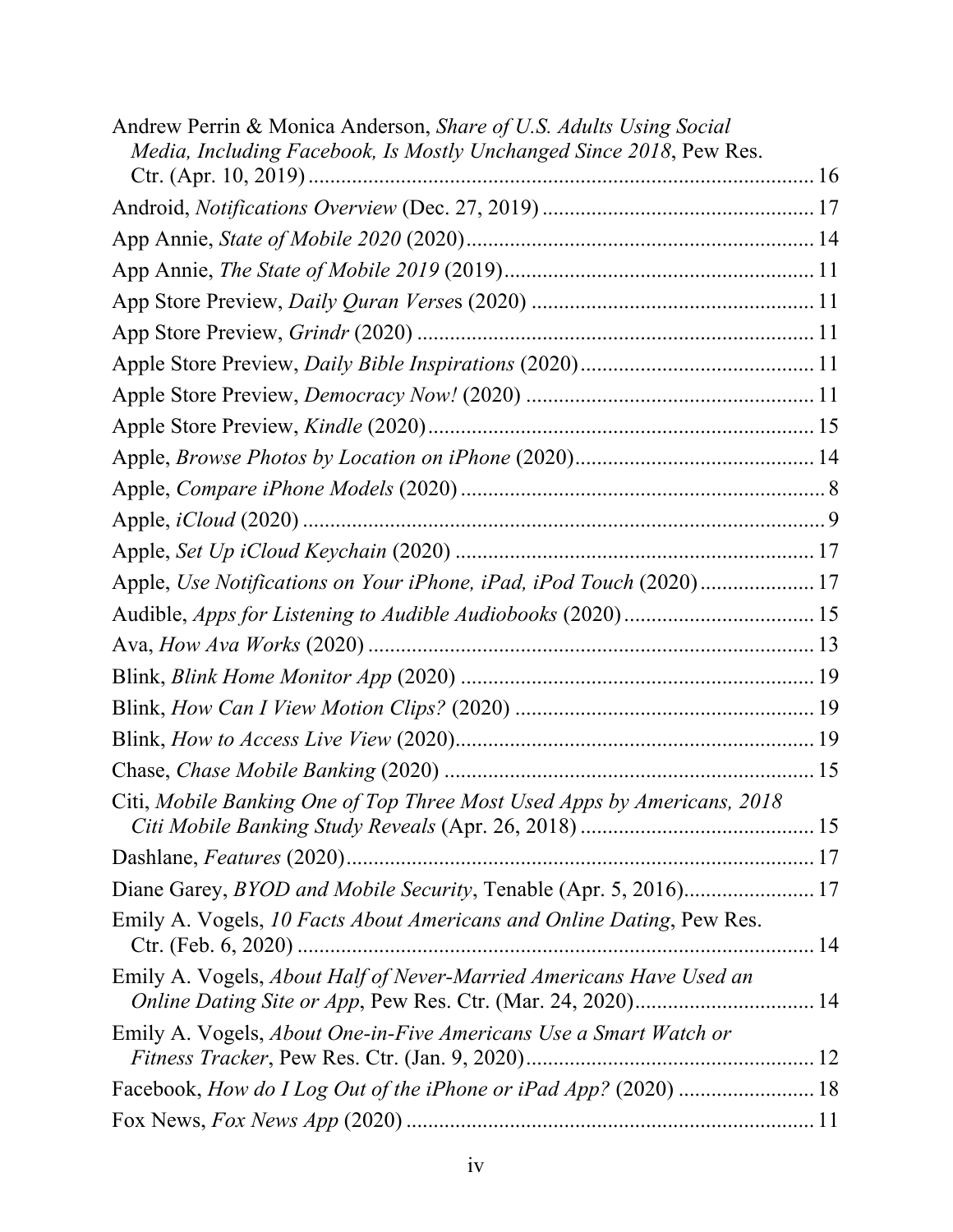Andrew Perrin & Monica Anderson, *Share of U.S. Adults Using Social Media, Including Facebook, Is Mostly Unchanged Since 2018*, Pew Res. Ctr. (Apr. 10, 2019) ........................................................ 16

Android, *Notifications Overview* (Dec. 27, 2019) ........................................................ 17

App Annie, *State of Mobile 2020* (2020) ........................................................ 14

App Annie, *The State of Mobile 2019* (2019) ........................................................ 11

App Store Preview, *Daily Quran Verses* (2020) ........................................................ 11

App Store Preview, *Grindr* (2020) ........................................................ 11

Apple Store Preview, *Daily Bible Inspirations* (2020) ........................................................ 11

Apple Store Preview, *Democracy Now!* (2020) ........................................................ 11

Apple Store Preview, *Kindle* (2020) ........................................................ 15

Apple, *Browse Photos by Location on iPhone* (2020) ........................................................ 14

Apple, *Compare iPhone Models* (2020) ........................................................ 8

Apple, *iCloud* (2020) ........................................................ 9

Apple, *Set Up iCloud Keychain* (2020) ........................................................ 17

Apple, *Use Notifications on Your iPhone, iPad, iPod Touch* (2020) ........................................................ 17

Audible, *Apps for Listening to Audible Audiobooks* (2020) ........................................................ 15

Ava, *How Ava Works* (2020) ........................................................ 13

Blink, *Blink Home Monitor App* (2020) ........................................................ 19

Blink, *How Can I View Motion Clips?* (2020) ........................................................ 19

Blink, *How to Access Live View* (2020) ........................................................ 19

Chase, *Chase Mobile Banking* (2020) ........................................................ 15

Citi, *Mobile Banking One of Top Three Most Used Apps by Americans, 2018 Citi Mobile Banking Study Reveals* (Apr. 26, 2018) ........................................................ 15

Dashlane, *Features* (2020) ........................................................ 17

Diane Garey, *BYOD and Mobile Security*, Tenable (Apr. 5, 2016) ........................................................ 17

Emily A. Vogels, *10 Facts About Americans and Online Dating*, Pew Res. Ctr. (Feb. 6, 2020) ........................................................ 14

Emily A. Vogels, *About Half of Never-Married Americans Have Used an Online Dating Site or App*, Pew Res. Ctr. (Mar. 24, 2020) ........................................................ 14

Emily A. Vogels, *About One-in-Five Americans Use a Smart Watch or Fitness Tracker*, Pew Res. Ctr. (Jan. 9, 2020) ........................................................ 12

Facebook, *How do I Log Out of the iPhone or iPad App?* (2020) ........................................................ 18

Fox News, *Fox News App* (2020) ........................................................ 11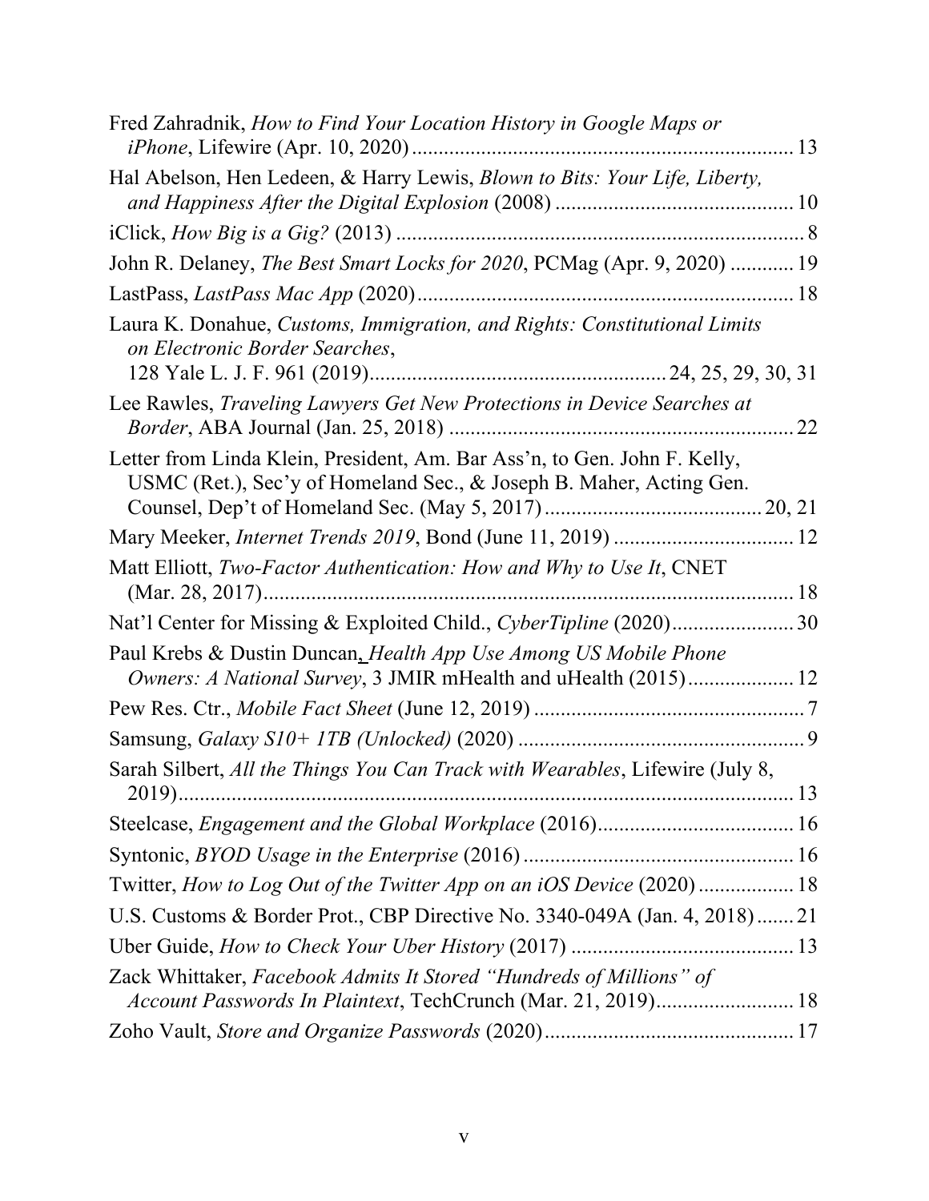Fred Zahradnik, *How to Find Your Location History in Google Maps or iPhone*, Lifewire (Apr. 10, 2020) .......................... 13

Hal Abelson, Hen Ledeen, & Harry Lewis, *Blown to Bits: Your Life, Liberty, and Happiness After the Digital Explosion* (2008) .......................... 10

iClick, *How Big is a Gig?* (2013) .......................... 8

John R. Delaney, *The Best Smart Locks for 2020*, PCMag (Apr. 9, 2020) .......................... 19

LastPass, *LastPass Mac App* (2020) .......................... 18

Laura K. Donahue, *Customs, Immigration, and Rights: Constitutional Limits on Electronic Border Searches*, 128 Yale L. J. F. 961 (2019) .......................... 24, 25, 29, 30, 31

Lee Rawles, *Traveling Lawyers Get New Protections in Device Searches at Border*, ABA Journal (Jan. 25, 2018) .......................... 22

Letter from Linda Klein, President, Am. Bar Ass'n, to Gen. John F. Kelly, USMC (Ret.), Sec'y of Homeland Sec., & Joseph B. Maher, Acting Gen. Counsel, Dep't of Homeland Sec. (May 5, 2017) .......................... 20, 21

Mary Meeker, *Internet Trends 2019*, Bond (June 11, 2019) .......................... 12

Matt Elliott, *Two-Factor Authentication: How and Why to Use It*, CNET (Mar. 28, 2017) .......................... 18

Nat'l Center for Missing & Exploited Child., *CyberTipline* (2020) .......................... 30

Paul Krebs & Dustin Duncan, *Health App Use Among US Mobile Phone Owners: A National Survey*, 3 JMIR mHealth and uHealth (2015) .......................... 12

Pew Res. Ctr., *Mobile Fact Sheet* (June 12, 2019) .......................... 7

Samsung, *Galaxy S10+ 1TB (Unlocked)* (2020) .......................... 9

Sarah Silbert, *All the Things You Can Track with Wearables*, Lifewire (July 8, 2019) .......................... 13

Steelcase, *Engagement and the Global Workplace* (2016) .......................... 16

Syntonic, *BYOD Usage in the Enterprise* (2016) .......................... 16

Twitter, *How to Log Out of the Twitter App on an iOS Device* (2020) .......................... 18

U.S. Customs & Border Prot., CBP Directive No. 3340-049A (Jan. 4, 2018) .......................... 21

Uber Guide, *How to Check Your Uber History* (2017) .......................... 13

Zack Whittaker, *Facebook Admits It Stored "Hundreds of Millions" of Account Passwords In Plaintext*, TechCrunch (Mar. 21, 2019) .......................... 18

Zoho Vault, *Store and Organize Passwords* (2020) .......................... 17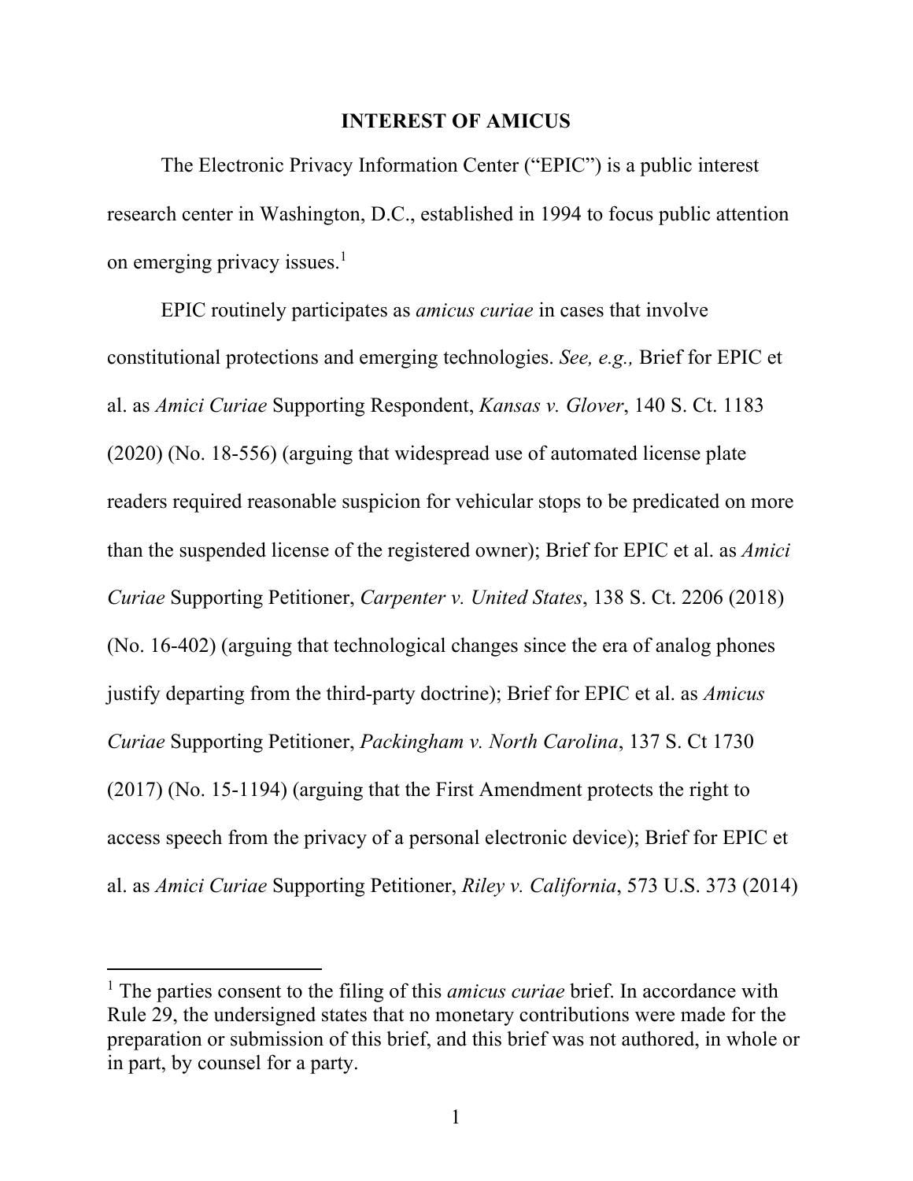## INTEREST OF AMICUS

The Electronic Privacy Information Center ("EPIC") is a public interest research center in Washington, D.C., established in 1994 to focus public attention on emerging privacy issues.[1]

EPIC routinely participates as *amicus curiae* in cases that involve constitutional protections and emerging technologies. *See, e.g.,* Brief for EPIC et al. as *Amici Curiae* Supporting Respondent, *Kansas v. Glover*, 140 S. Ct. 1183 (2020) (No. 18-556) (arguing that widespread use of automated license plate readers required reasonable suspicion for vehicular stops to be predicated on more than the suspended license of the registered owner); Brief for EPIC et al. as *Amici Curiae* Supporting Petitioner, *Carpenter v. United States*, 138 S. Ct. 2206 (2018) (No. 16-402) (arguing that technological changes since the era of analog phones justify departing from the third-party doctrine); Brief for EPIC et al. as *Amicus Curiae* Supporting Petitioner, *Packingham v. North Carolina*, 137 S. Ct 1730 (2017) (No. 15-1194) (arguing that the First Amendment protects the right to access speech from the privacy of a personal electronic device); Brief for EPIC et al. as *Amici Curiae* Supporting Petitioner, *Riley v. California*, 573 U.S. 373 (2014)

[1] The parties consent to the filing of this *amicus curiae* brief. In accordance with Rule 29, the undersigned states that no monetary contributions were made for the preparation or submission of this brief, and this brief was not authored, in whole or in part, by counsel for a party.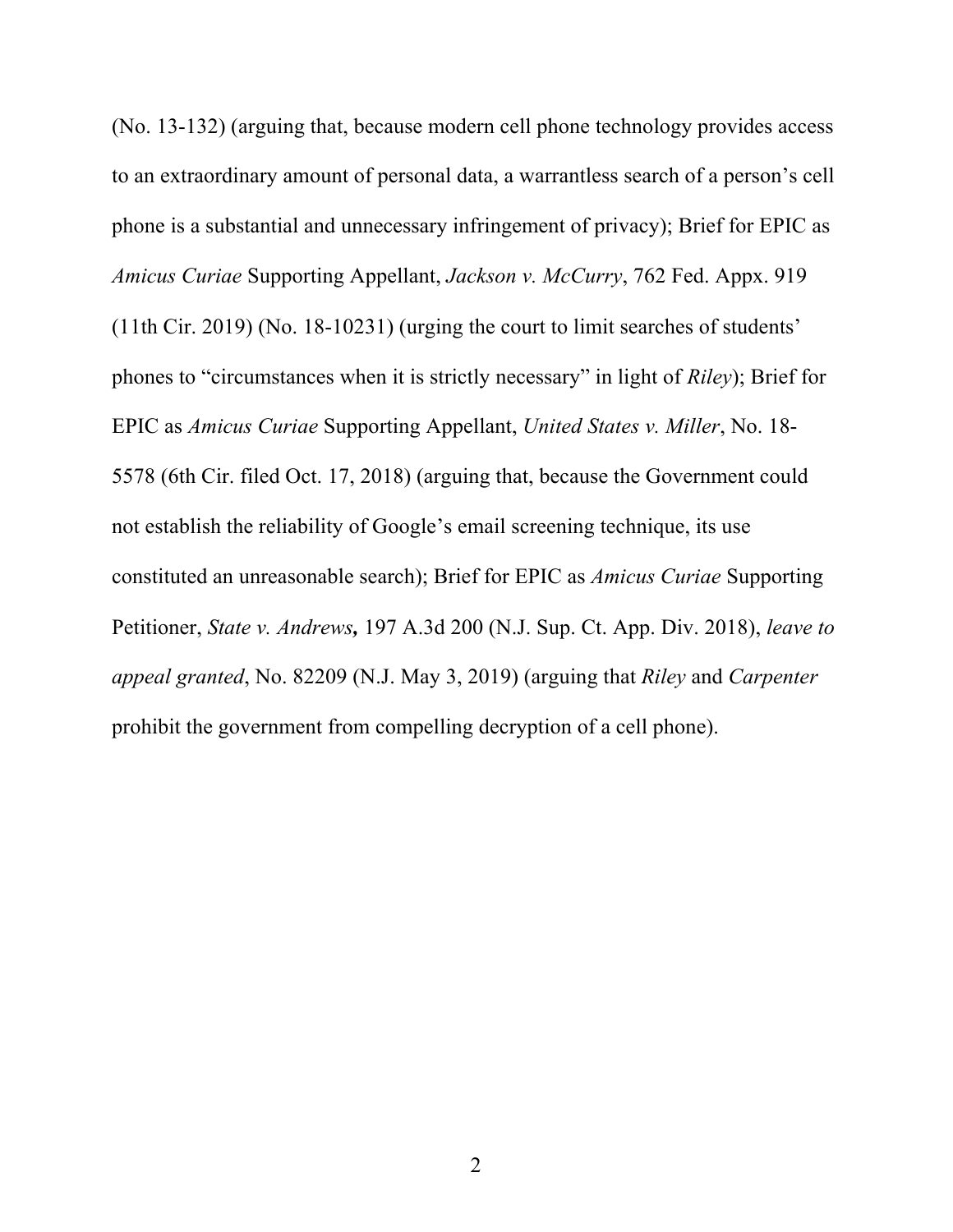(No. 13-132) (arguing that, because modern cell phone technology provides access to an extraordinary amount of personal data, a warrantless search of a person's cell phone is a substantial and unnecessary infringement of privacy); Brief for EPIC as *Amicus Curiae* Supporting Appellant, *Jackson v. McCurry*, 762 Fed. Appx. 919 (11th Cir. 2019) (No. 18-10231) (urging the court to limit searches of students' phones to "circumstances when it is strictly necessary" in light of *Riley*); Brief for EPIC as *Amicus Curiae* Supporting Appellant, *United States v. Miller*, No. 18-5578 (6th Cir. filed Oct. 17, 2018) (arguing that, because the Government could not establish the reliability of Google's email screening technique, its use constituted an unreasonable search); Brief for EPIC as *Amicus Curiae* Supporting Petitioner, ***State v. Andrews***, 197 A.3d 200 (N.J. Sup. Ct. App. Div. 2018), *leave to appeal granted*, No. 82209 (N.J. May 3, 2019) (arguing that *Riley* and *Carpenter* prohibit the government from compelling decryption of a cell phone).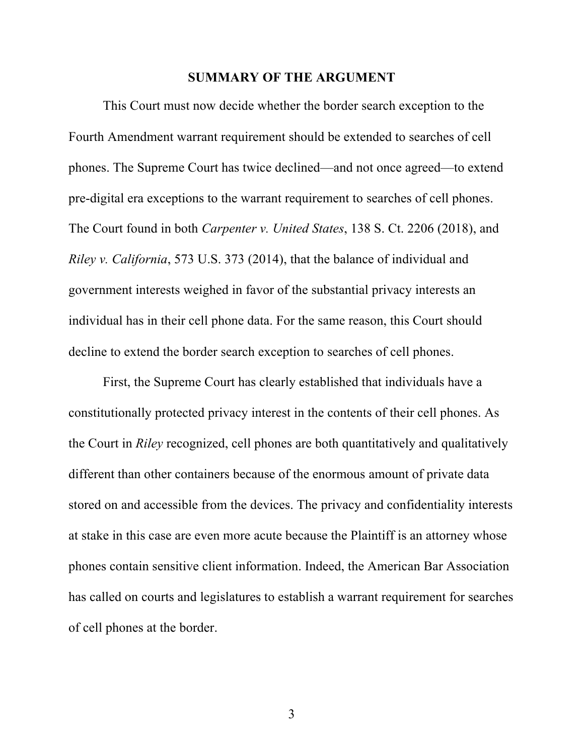## SUMMARY OF THE ARGUMENT

This Court must now decide whether the border search exception to the Fourth Amendment warrant requirement should be extended to searches of cell phones. The Supreme Court has twice declined—and not once agreed—to extend pre-digital era exceptions to the warrant requirement to searches of cell phones. The Court found in both *Carpenter v. United States*, 138 S. Ct. 2206 (2018), and *Riley v. California*, 573 U.S. 373 (2014), that the balance of individual and government interests weighed in favor of the substantial privacy interests an individual has in their cell phone data. For the same reason, this Court should decline to extend the border search exception to searches of cell phones.

First, the Supreme Court has clearly established that individuals have a constitutionally protected privacy interest in the contents of their cell phones. As the Court in *Riley* recognized, cell phones are both quantitatively and qualitatively different than other containers because of the enormous amount of private data stored on and accessible from the devices. The privacy and confidentiality interests at stake in this case are even more acute because the Plaintiff is an attorney whose phones contain sensitive client information. Indeed, the American Bar Association has called on courts and legislatures to establish a warrant requirement for searches of cell phones at the border.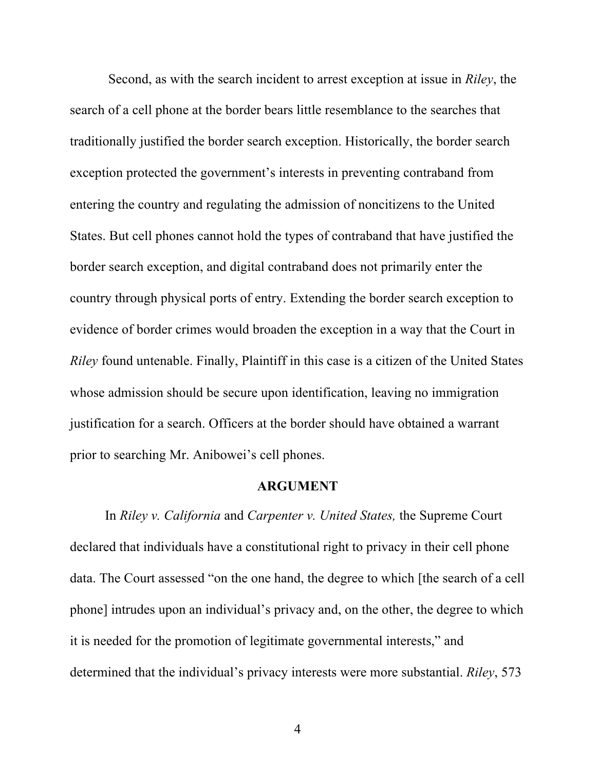Second, as with the search incident to arrest exception at issue in *Riley*, the search of a cell phone at the border bears little resemblance to the searches that traditionally justified the border search exception. Historically, the border search exception protected the government's interests in preventing contraband from entering the country and regulating the admission of noncitizens to the United States. But cell phones cannot hold the types of contraband that have justified the border search exception, and digital contraband does not primarily enter the country through physical ports of entry. Extending the border search exception to evidence of border crimes would broaden the exception in a way that the Court in *Riley* found untenable. Finally, Plaintiff in this case is a citizen of the United States whose admission should be secure upon identification, leaving no immigration justification for a search. Officers at the border should have obtained a warrant prior to searching Mr. Anibowei's cell phones.

**ARGUMENT**

In *Riley v. California* and *Carpenter v. United States,* the Supreme Court declared that individuals have a constitutional right to privacy in their cell phone data. The Court assessed "on the one hand, the degree to which [the search of a cell phone] intrudes upon an individual's privacy and, on the other, the degree to which it is needed for the promotion of legitimate governmental interests," and determined that the individual's privacy interests were more substantial. *Riley*, 573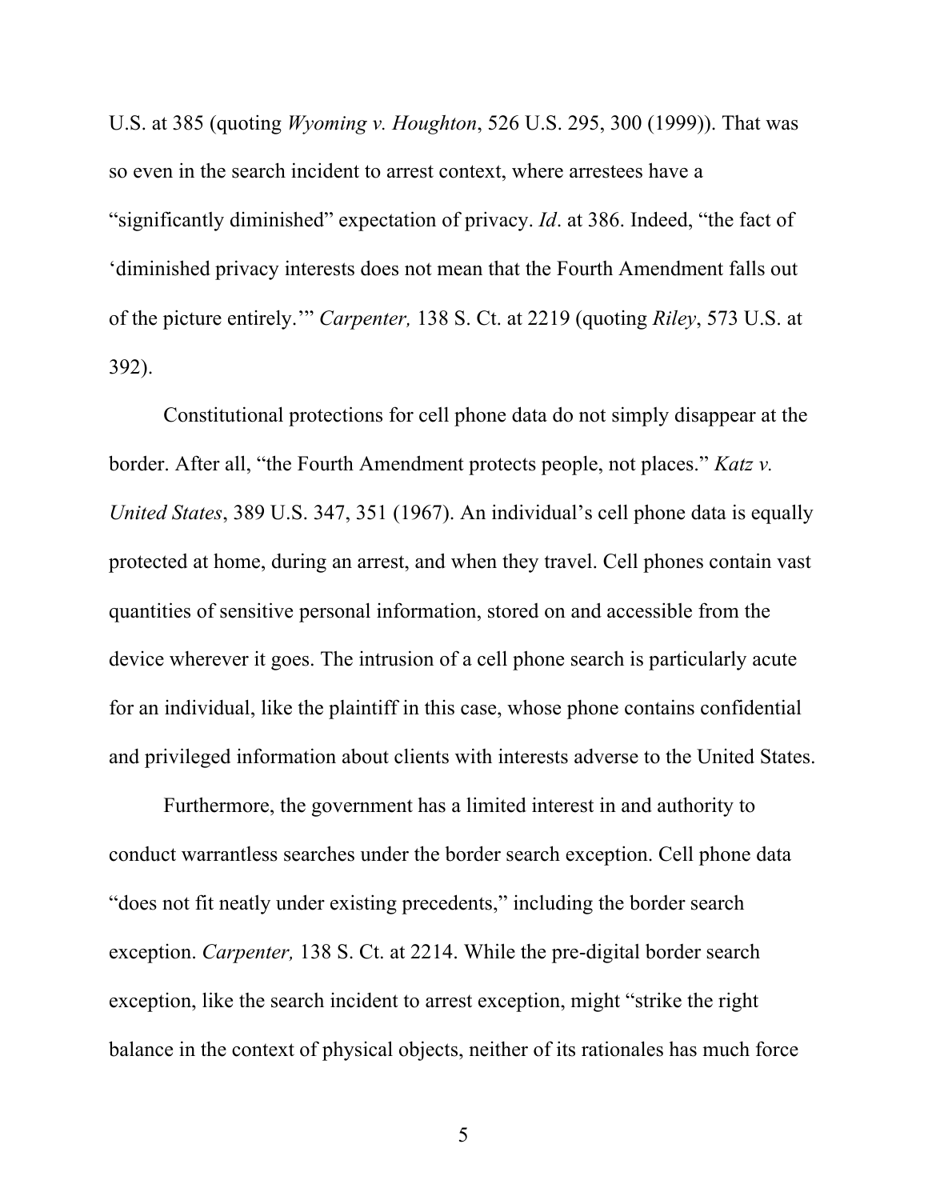U.S. at 385 (quoting *Wyoming v. Houghton*, 526 U.S. 295, 300 (1999)). That was so even in the search incident to arrest context, where arrestees have a "significantly diminished" expectation of privacy. *Id*. at 386. Indeed, "the fact of 'diminished privacy interests does not mean that the Fourth Amendment falls out of the picture entirely.'" *Carpenter,* 138 S. Ct. at 2219 (quoting *Riley*, 573 U.S. at 392).

Constitutional protections for cell phone data do not simply disappear at the border. After all, "the Fourth Amendment protects people, not places." *Katz v. United States*, 389 U.S. 347, 351 (1967). An individual's cell phone data is equally protected at home, during an arrest, and when they travel. Cell phones contain vast quantities of sensitive personal information, stored on and accessible from the device wherever it goes. The intrusion of a cell phone search is particularly acute for an individual, like the plaintiff in this case, whose phone contains confidential and privileged information about clients with interests adverse to the United States.

Furthermore, the government has a limited interest in and authority to conduct warrantless searches under the border search exception. Cell phone data "does not fit neatly under existing precedents," including the border search exception. *Carpenter,* 138 S. Ct. at 2214. While the pre-digital border search exception, like the search incident to arrest exception, might "strike the right balance in the context of physical objects, neither of its rationales has much force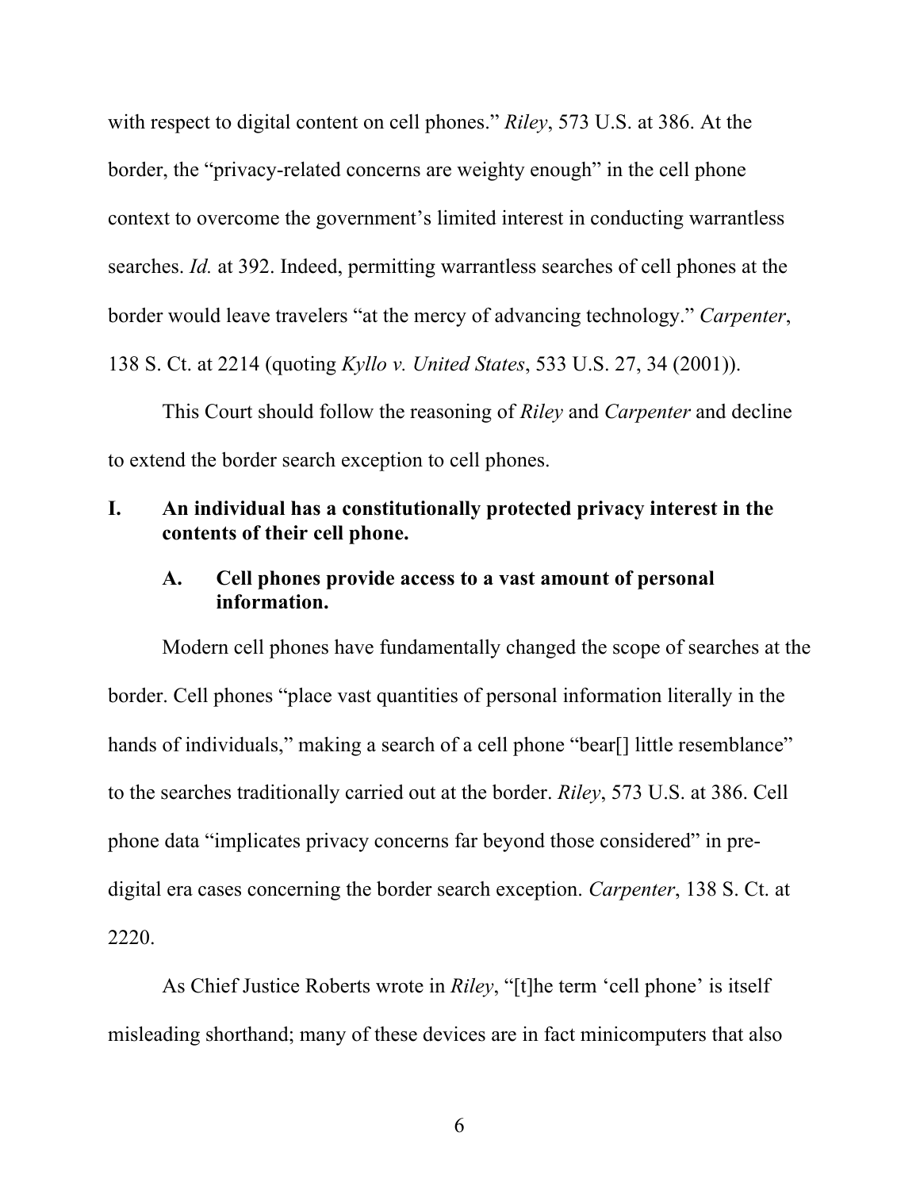with respect to digital content on cell phones." *Riley*, 573 U.S. at 386. At the border, the "privacy-related concerns are weighty enough" in the cell phone context to overcome the government's limited interest in conducting warrantless searches. *Id.* at 392. Indeed, permitting warrantless searches of cell phones at the border would leave travelers "at the mercy of advancing technology." *Carpenter*, 138 S. Ct. at 2214 (quoting *Kyllo v. United States*, 533 U.S. 27, 34 (2001)).

This Court should follow the reasoning of *Riley* and *Carpenter* and decline to extend the border search exception to cell phones.

## I. An individual has a constitutionally protected privacy interest in the contents of their cell phone.

### A. Cell phones provide access to a vast amount of personal information.

Modern cell phones have fundamentally changed the scope of searches at the border. Cell phones "place vast quantities of personal information literally in the hands of individuals," making a search of a cell phone "bear[] little resemblance" to the searches traditionally carried out at the border. *Riley*, 573 U.S. at 386. Cell phone data "implicates privacy concerns far beyond those considered" in pre-digital era cases concerning the border search exception. *Carpenter*, 138 S. Ct. at 2220.

As Chief Justice Roberts wrote in *Riley*, "[t]he term 'cell phone' is itself misleading shorthand; many of these devices are in fact minicomputers that also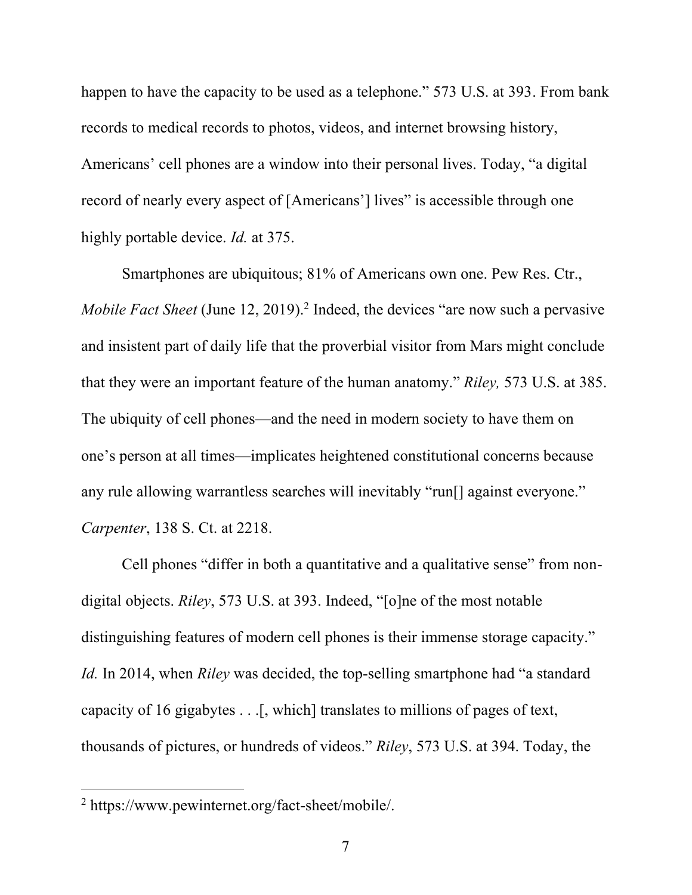happen to have the capacity to be used as a telephone." 573 U.S. at 393. From bank records to medical records to photos, videos, and internet browsing history, Americans' cell phones are a window into their personal lives. Today, "a digital record of nearly every aspect of [Americans'] lives" is accessible through one highly portable device. *Id.* at 375.

Smartphones are ubiquitous; 81% of Americans own one. Pew Res. Ctr., *Mobile Fact Sheet* (June 12, 2019).[2] Indeed, the devices "are now such a pervasive and insistent part of daily life that the proverbial visitor from Mars might conclude that they were an important feature of the human anatomy." *Riley,* 573 U.S. at 385. The ubiquity of cell phones—and the need in modern society to have them on one's person at all times—implicates heightened constitutional concerns because any rule allowing warrantless searches will inevitably "run[] against everyone." *Carpenter*, 138 S. Ct. at 2218.

Cell phones "differ in both a quantitative and a qualitative sense" from non-digital objects. *Riley*, 573 U.S. at 393. Indeed, "[o]ne of the most notable distinguishing features of modern cell phones is their immense storage capacity." *Id.* In 2014, when *Riley* was decided, the top-selling smartphone had "a standard capacity of 16 gigabytes . . .[, which] translates to millions of pages of text, thousands of pictures, or hundreds of videos." *Riley*, 573 U.S. at 394. Today, the

[2] https://www.pewinternet.org/fact-sheet/mobile/.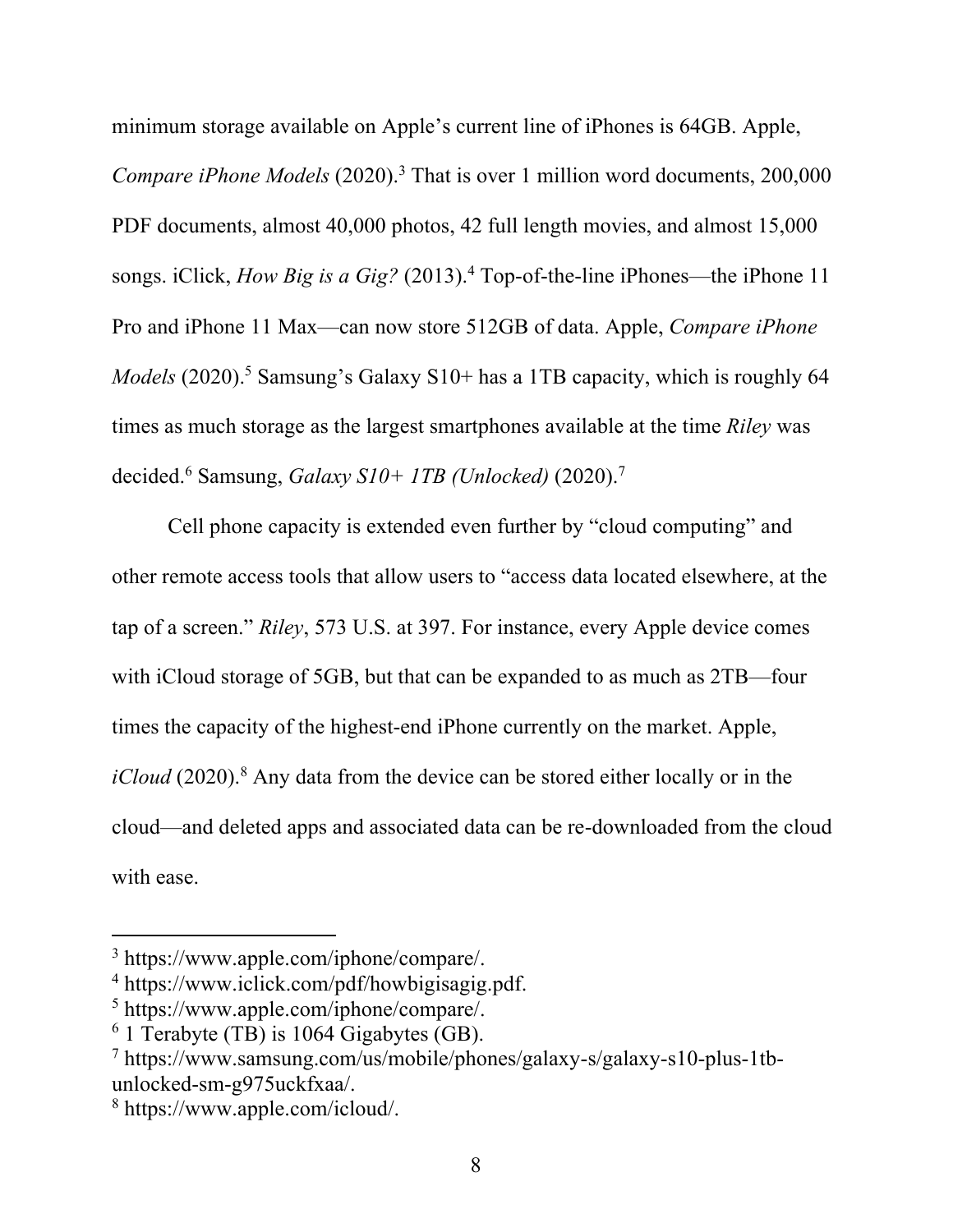minimum storage available on Apple's current line of iPhones is 64GB. Apple, *Compare iPhone Models* (2020).[3] That is over 1 million word documents, 200,000 PDF documents, almost 40,000 photos, 42 full length movies, and almost 15,000 songs. iClick, *How Big is a Gig?* (2013).[4] Top-of-the-line iPhones—the iPhone 11 Pro and iPhone 11 Max—can now store 512GB of data. Apple, *Compare iPhone Models* (2020).[5] Samsung's Galaxy S10+ has a 1TB capacity, which is roughly 64 times as much storage as the largest smartphones available at the time *Riley* was decided.[6] Samsung, *Galaxy S10+ 1TB (Unlocked)* (2020).[7]

Cell phone capacity is extended even further by "cloud computing" and other remote access tools that allow users to "access data located elsewhere, at the tap of a screen." *Riley*, 573 U.S. at 397. For instance, every Apple device comes with iCloud storage of 5GB, but that can be expanded to as much as 2TB—four times the capacity of the highest-end iPhone currently on the market. Apple, *iCloud* (2020).[8] Any data from the device can be stored either locally or in the cloud—and deleted apps and associated data can be re-downloaded from the cloud with ease.

---

[3] https://www.apple.com/iphone/compare/.

[4] https://www.iclick.com/pdf/howbigisagig.pdf.

[5] https://www.apple.com/iphone/compare/.

[6] 1 Terabyte (TB) is 1064 Gigabytes (GB).

[7] https://www.samsung.com/us/mobile/phones/galaxy-s/galaxy-s10-plus-1tb-unlocked-sm-g975uckfxaa/.

[8] https://www.apple.com/icloud/.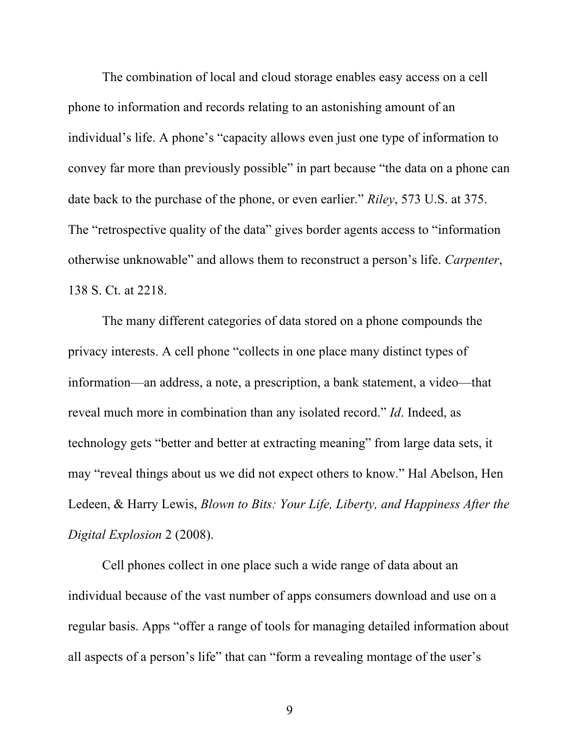The combination of local and cloud storage enables easy access on a cell phone to information and records relating to an astonishing amount of an individual's life. A phone's "capacity allows even just one type of information to convey far more than previously possible" in part because "the data on a phone can date back to the purchase of the phone, or even earlier." *Riley*, 573 U.S. at 375. The "retrospective quality of the data" gives border agents access to "information otherwise unknowable" and allows them to reconstruct a person's life. *Carpenter*, 138 S. Ct. at 2218.

The many different categories of data stored on a phone compounds the privacy interests. A cell phone "collects in one place many distinct types of information—an address, a note, a prescription, a bank statement, a video—that reveal much more in combination than any isolated record." *Id*. Indeed, as technology gets "better and better at extracting meaning" from large data sets, it may "reveal things about us we did not expect others to know." Hal Abelson, Hen Ledeen, & Harry Lewis, *Blown to Bits: Your Life, Liberty, and Happiness After the Digital Explosion* 2 (2008).

Cell phones collect in one place such a wide range of data about an individual because of the vast number of apps consumers download and use on a regular basis. Apps "offer a range of tools for managing detailed information about all aspects of a person's life" that can "form a revealing montage of the user's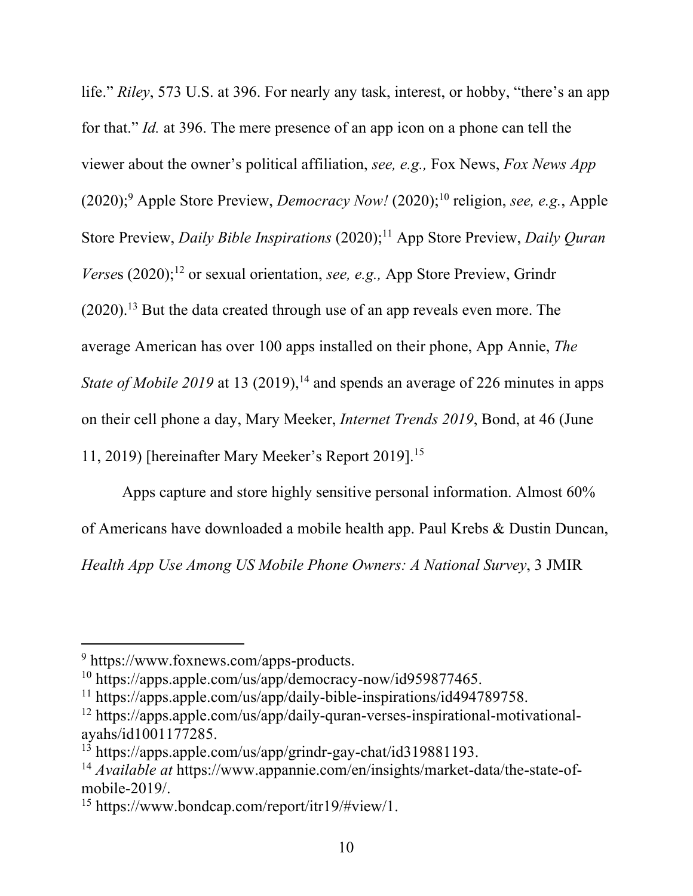life." *Riley*, 573 U.S. at 396. For nearly any task, interest, or hobby, "there's an app for that." *Id.* at 396. The mere presence of an app icon on a phone can tell the viewer about the owner's political affiliation, *see, e.g.,* Fox News, *Fox News App* (2020);[9] Apple Store Preview, *Democracy Now!* (2020);[10] religion, *see, e.g.*, Apple Store Preview, *Daily Bible Inspirations* (2020);[11] App Store Preview, *Daily Quran Verses* (2020);[12] or sexual orientation, *see, e.g.,* App Store Preview, Grindr (2020).[13] But the data created through use of an app reveals even more. The average American has over 100 apps installed on their phone, App Annie, *The State of Mobile 2019* at 13 (2019),[14] and spends an average of 226 minutes in apps on their cell phone a day, Mary Meeker, *Internet Trends 2019*, Bond, at 46 (June 11, 2019) [hereinafter Mary Meeker's Report 2019].[15]

Apps capture and store highly sensitive personal information. Almost 60% of Americans have downloaded a mobile health app. Paul Krebs & Dustin Duncan, *Health App Use Among US Mobile Phone Owners: A National Survey*, 3 JMIR

---

[9] https://www.foxnews.com/apps-products.

[10] https://apps.apple.com/us/app/democracy-now/id959877465.

[11] https://apps.apple.com/us/app/daily-bible-inspirations/id494789758.

[12] https://apps.apple.com/us/app/daily-quran-verses-inspirational-motivational-ayahs/id1001177285.

[13] https://apps.apple.com/us/app/grindr-gay-chat/id319881193.

[14] *Available at* https://www.appannie.com/en/insights/market-data/the-state-of-mobile-2019/.

[15] https://www.bondcap.com/report/itr19/#view/1.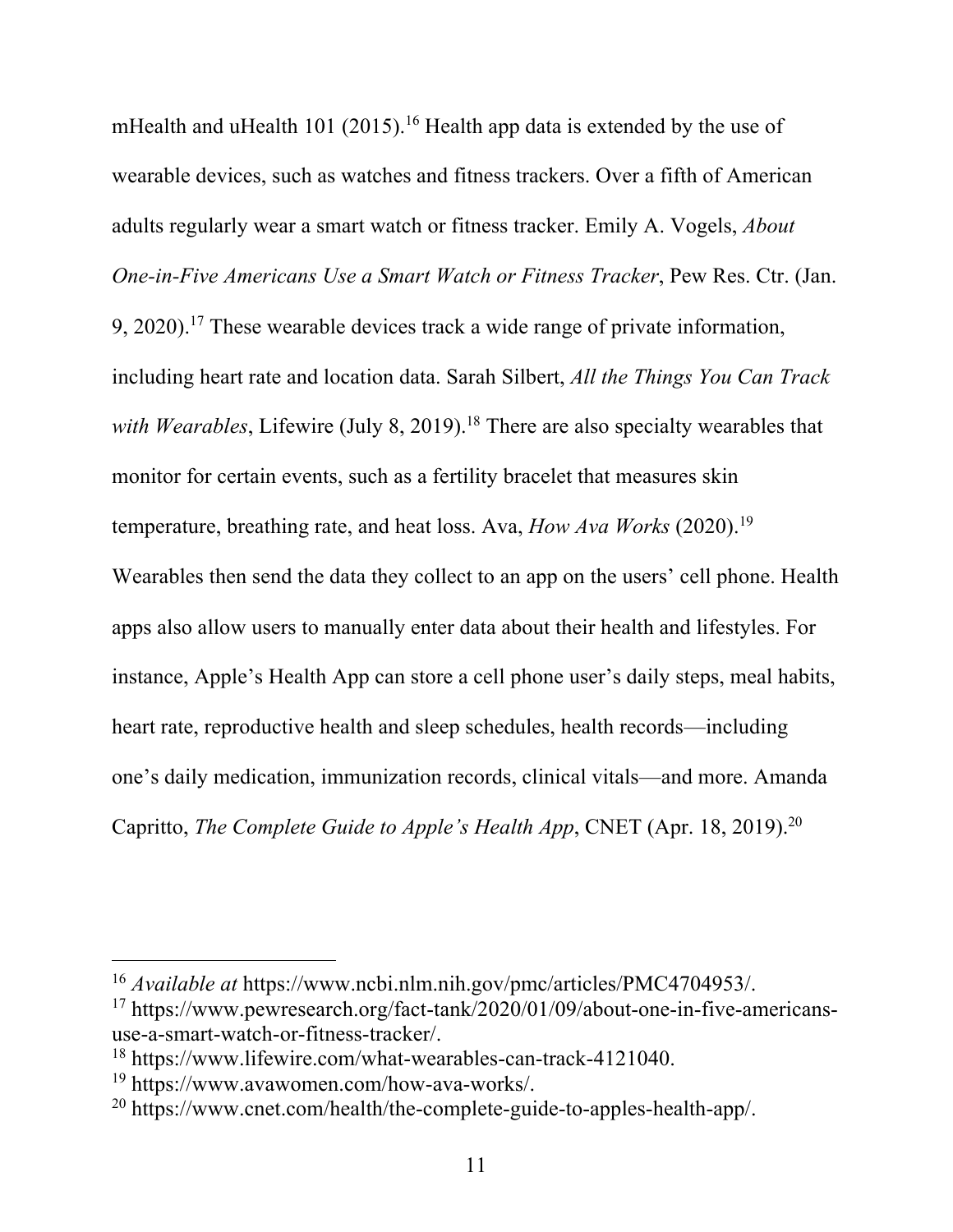mHealth and uHealth 101 (2015).[16] Health app data is extended by the use of wearable devices, such as watches and fitness trackers. Over a fifth of American adults regularly wear a smart watch or fitness tracker. Emily A. Vogels, *About One-in-Five Americans Use a Smart Watch or Fitness Tracker*, Pew Res. Ctr. (Jan. 9, 2020).[17] These wearable devices track a wide range of private information, including heart rate and location data. Sarah Silbert, *All the Things You Can Track with Wearables*, Lifewire (July 8, 2019).[18] There are also specialty wearables that monitor for certain events, such as a fertility bracelet that measures skin temperature, breathing rate, and heat loss. Ava, *How Ava Works* (2020).[19] Wearables then send the data they collect to an app on the users' cell phone. Health apps also allow users to manually enter data about their health and lifestyles. For instance, Apple's Health App can store a cell phone user's daily steps, meal habits, heart rate, reproductive health and sleep schedules, health records—including one's daily medication, immunization records, clinical vitals—and more. Amanda Capritto, *The Complete Guide to Apple's Health App*, CNET (Apr. 18, 2019).[20]

---

[16] *Available at* https://www.ncbi.nlm.nih.gov/pmc/articles/PMC4704953/.

[17] https://www.pewresearch.org/fact-tank/2020/01/09/about-one-in-five-americans-use-a-smart-watch-or-fitness-tracker/.

[18] https://www.lifewire.com/what-wearables-can-track-4121040.

[19] https://www.avawomen.com/how-ava-works/.

[20] https://www.cnet.com/health/the-complete-guide-to-apples-health-app/.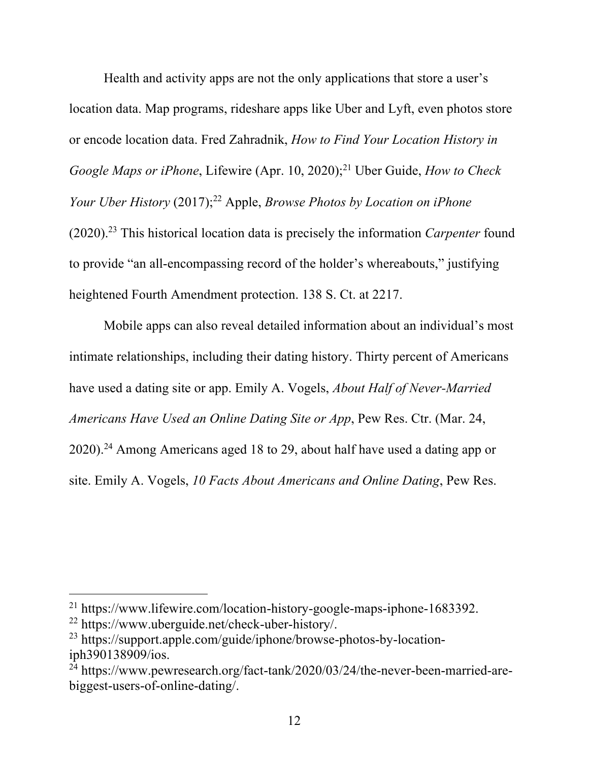Health and activity apps are not the only applications that store a user's location data. Map programs, rideshare apps like Uber and Lyft, even photos store or encode location data. Fred Zahradnik, *How to Find Your Location History in Google Maps or iPhone*, Lifewire (Apr. 10, 2020);[21] Uber Guide, *How to Check Your Uber History* (2017);[22] Apple, *Browse Photos by Location on iPhone* (2020).[23] This historical location data is precisely the information *Carpenter* found to provide "an all-encompassing record of the holder's whereabouts," justifying heightened Fourth Amendment protection. 138 S. Ct. at 2217.

Mobile apps can also reveal detailed information about an individual's most intimate relationships, including their dating history. Thirty percent of Americans have used a dating site or app. Emily A. Vogels, *About Half of Never-Married Americans Have Used an Online Dating Site or App*, Pew Res. Ctr. (Mar. 24, 2020).[24] Among Americans aged 18 to 29, about half have used a dating app or site. Emily A. Vogels, *10 Facts About Americans and Online Dating*, Pew Res.

---

[21] https://www.lifewire.com/location-history-google-maps-iphone-1683392.

[22] https://www.uberguide.net/check-uber-history/.

[23] https://support.apple.com/guide/iphone/browse-photos-by-location-iph390138909/ios.

[24] https://www.pewresearch.org/fact-tank/2020/03/24/the-never-been-married-are-biggest-users-of-online-dating/.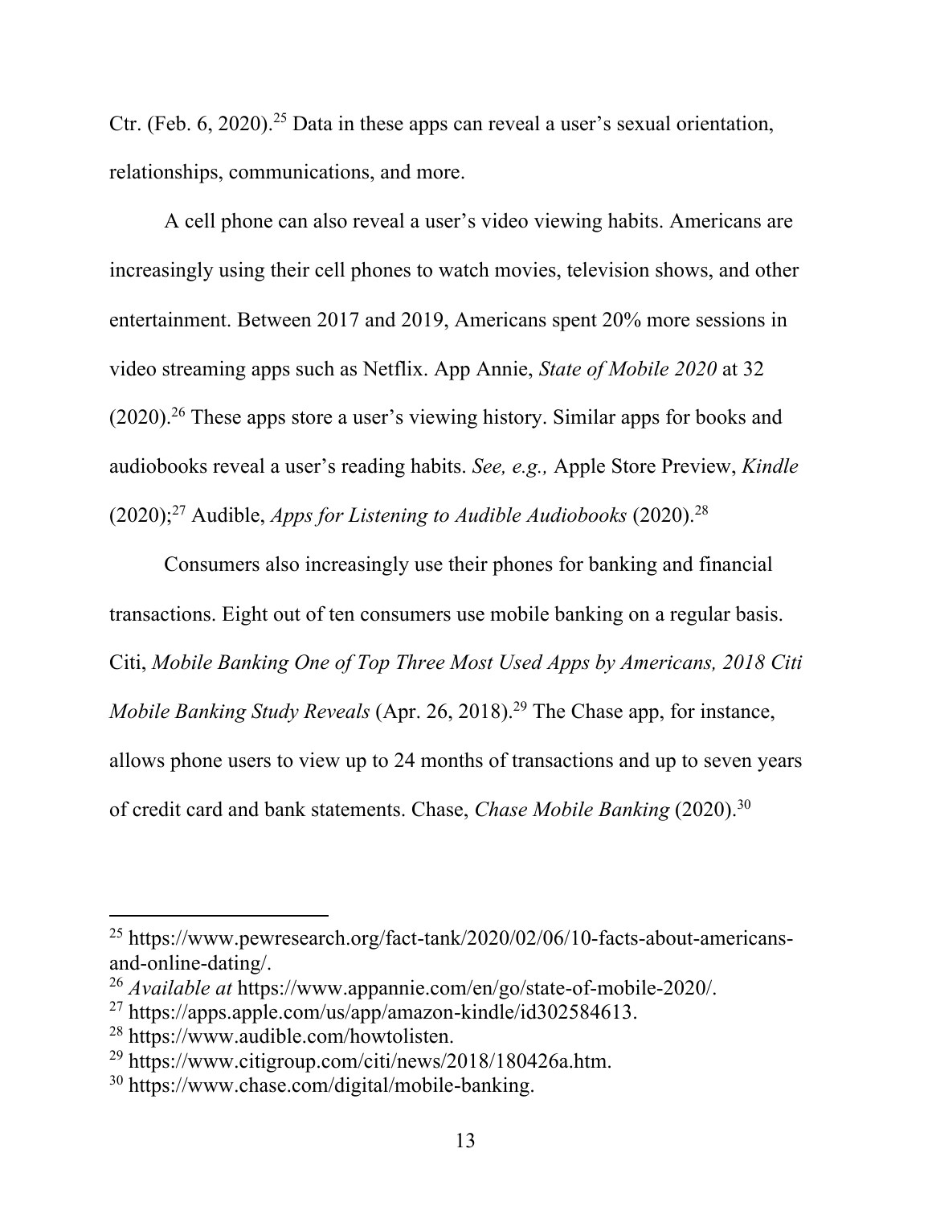Ctr. (Feb. 6, 2020).[25] Data in these apps can reveal a user's sexual orientation, relationships, communications, and more.

A cell phone can also reveal a user's video viewing habits. Americans are increasingly using their cell phones to watch movies, television shows, and other entertainment. Between 2017 and 2019, Americans spent 20% more sessions in video streaming apps such as Netflix. App Annie, *State of Mobile 2020* at 32 (2020).[26] These apps store a user's viewing history. Similar apps for books and audiobooks reveal a user's reading habits. *See, e.g.,* Apple Store Preview, *Kindle* (2020);[27] Audible, *Apps for Listening to Audible Audiobooks* (2020).[28]

Consumers also increasingly use their phones for banking and financial transactions. Eight out of ten consumers use mobile banking on a regular basis. Citi, *Mobile Banking One of Top Three Most Used Apps by Americans, 2018 Citi Mobile Banking Study Reveals* (Apr. 26, 2018).[29] The Chase app, for instance, allows phone users to view up to 24 months of transactions and up to seven years of credit card and bank statements. Chase, *Chase Mobile Banking* (2020).[30]

---

[25] https://www.pewresearch.org/fact-tank/2020/02/06/10-facts-about-americans-and-online-dating/.

[26] *Available at* https://www.appannie.com/en/go/state-of-mobile-2020/.

[27] https://apps.apple.com/us/app/amazon-kindle/id302584613.

[28] https://www.audible.com/howtolisten.

[29] https://www.citigroup.com/citi/news/2018/180426a.htm.

[30] https://www.chase.com/digital/mobile-banking.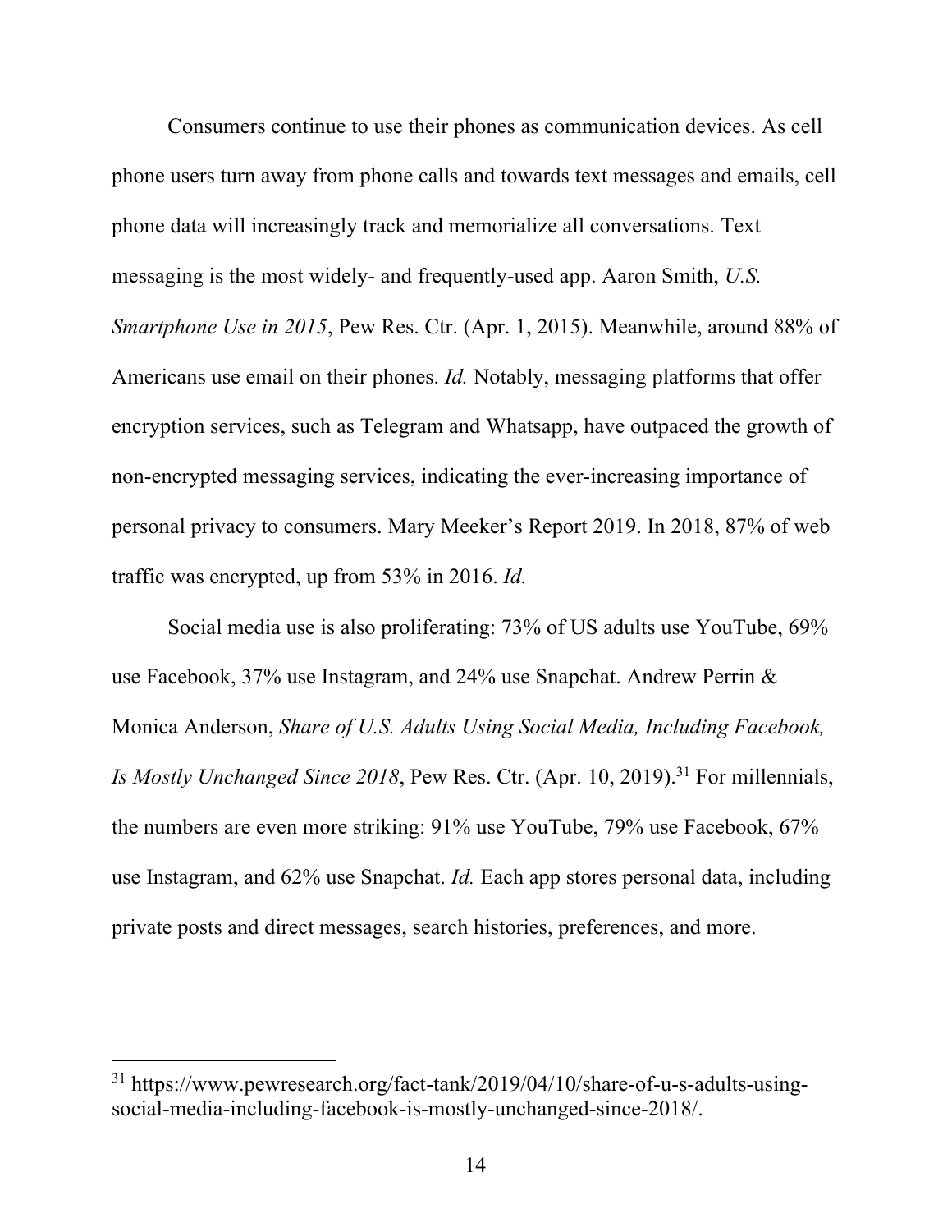Consumers continue to use their phones as communication devices. As cell phone users turn away from phone calls and towards text messages and emails, cell phone data will increasingly track and memorialize all conversations. Text messaging is the most widely- and frequently-used app. Aaron Smith, *U.S. Smartphone Use in 2015*, Pew Res. Ctr. (Apr. 1, 2015). Meanwhile, around 88% of Americans use email on their phones. *Id.* Notably, messaging platforms that offer encryption services, such as Telegram and Whatsapp, have outpaced the growth of non-encrypted messaging services, indicating the ever-increasing importance of personal privacy to consumers. Mary Meeker's Report 2019. In 2018, 87% of web traffic was encrypted, up from 53% in 2016. *Id.*

Social media use is also proliferating: 73% of US adults use YouTube, 69% use Facebook, 37% use Instagram, and 24% use Snapchat. Andrew Perrin & Monica Anderson, *Share of U.S. Adults Using Social Media, Including Facebook, Is Mostly Unchanged Since 2018*, Pew Res. Ctr. (Apr. 10, 2019).[31] For millennials, the numbers are even more striking: 91% use YouTube, 79% use Facebook, 67% use Instagram, and 62% use Snapchat. *Id.* Each app stores personal data, including private posts and direct messages, search histories, preferences, and more.

---

[31] https://www.pewresearch.org/fact-tank/2019/04/10/share-of-u-s-adults-using-social-media-including-facebook-is-mostly-unchanged-since-2018/.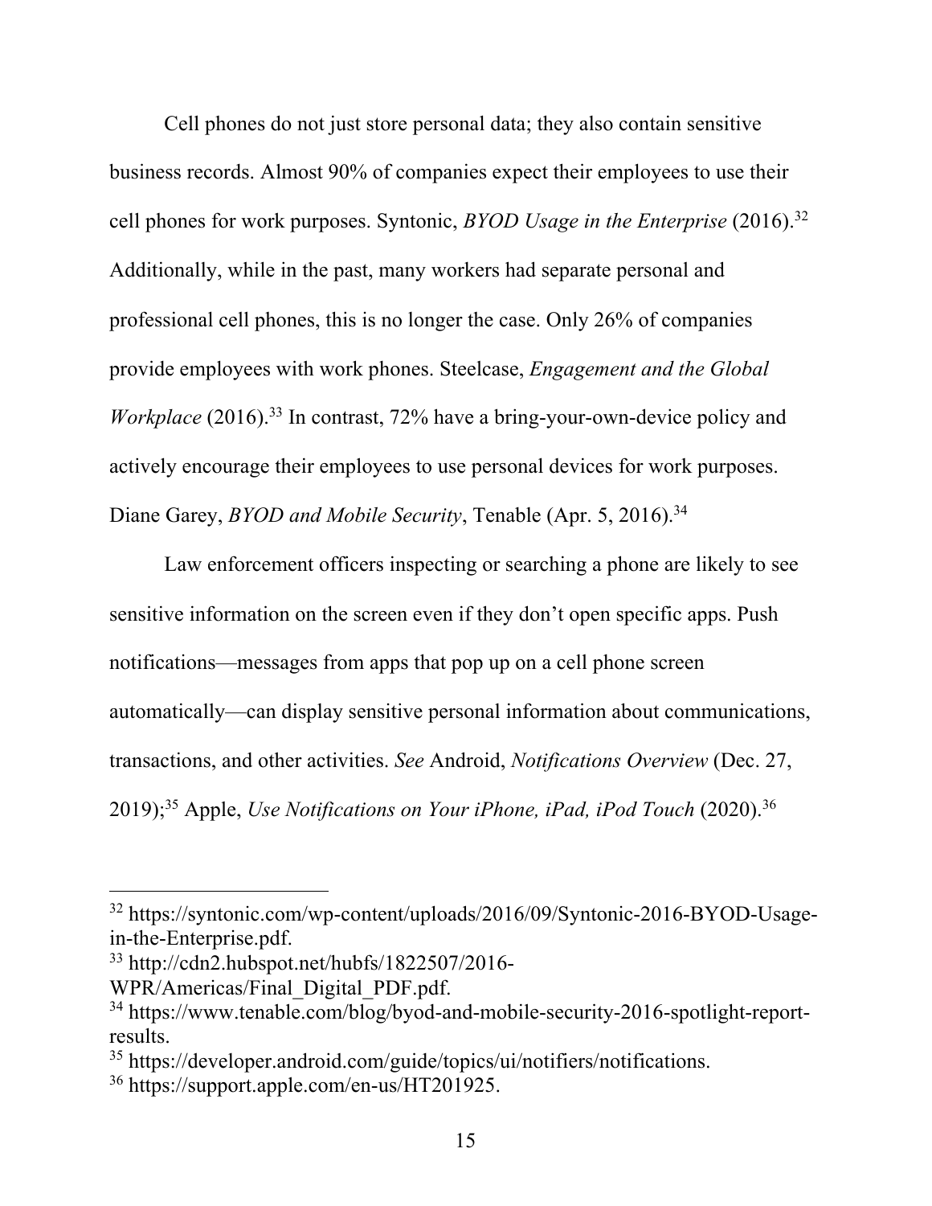Cell phones do not just store personal data; they also contain sensitive business records. Almost 90% of companies expect their employees to use their cell phones for work purposes. Syntonic, *BYOD Usage in the Enterprise* (2016).[32] Additionally, while in the past, many workers had separate personal and professional cell phones, this is no longer the case. Only 26% of companies provide employees with work phones. Steelcase, *Engagement and the Global Workplace* (2016).[33] In contrast, 72% have a bring-your-own-device policy and actively encourage their employees to use personal devices for work purposes. Diane Garey, *BYOD and Mobile Security*, Tenable (Apr. 5, 2016).[34]

Law enforcement officers inspecting or searching a phone are likely to see sensitive information on the screen even if they don't open specific apps. Push notifications—messages from apps that pop up on a cell phone screen automatically—can display sensitive personal information about communications, transactions, and other activities. *See* Android, *Notifications Overview* (Dec. 27, 2019);[35] Apple, *Use Notifications on Your iPhone, iPad, iPod Touch* (2020).[36]

---

[32] https://syntonic.com/wp-content/uploads/2016/09/Syntonic-2016-BYOD-Usage-in-the-Enterprise.pdf.

[33] http://cdn2.hubspot.net/hubfs/1822507/2016-WPR/Americas/Final_Digital_PDF.pdf.

[34] https://www.tenable.com/blog/byod-and-mobile-security-2016-spotlight-report-results.

[35] https://developer.android.com/guide/topics/ui/notifiers/notifications.

[36] https://support.apple.com/en-us/HT201925.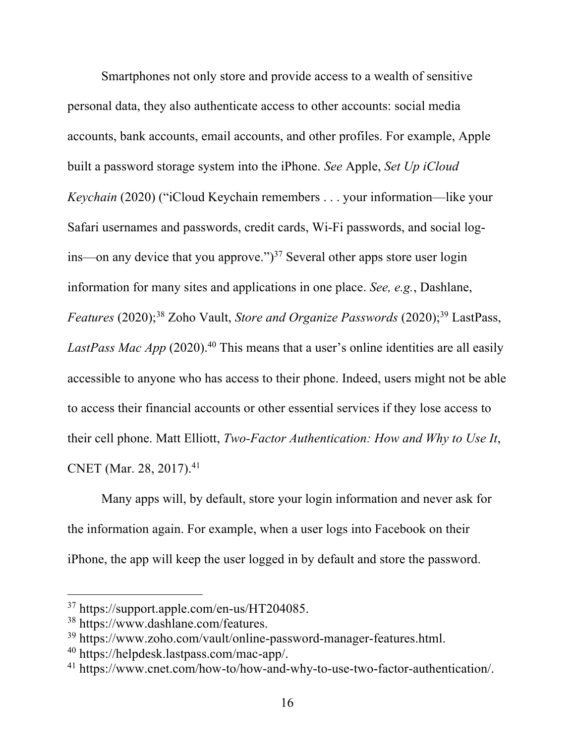Smartphones not only store and provide access to a wealth of sensitive personal data, they also authenticate access to other accounts: social media accounts, bank accounts, email accounts, and other profiles. For example, Apple built a password storage system into the iPhone. *See* Apple, *Set Up iCloud Keychain* (2020) ("iCloud Keychain remembers . . . your information—like your Safari usernames and passwords, credit cards, Wi-Fi passwords, and social log-ins—on any device that you approve.")[37] Several other apps store user login information for many sites and applications in one place. *See, e.g.*, Dashlane, *Features* (2020);[38] Zoho Vault, *Store and Organize Passwords* (2020);[39] LastPass, *LastPass Mac App* (2020).[40] This means that a user's online identities are all easily accessible to anyone who has access to their phone. Indeed, users might not be able to access their financial accounts or other essential services if they lose access to their cell phone. Matt Elliott, *Two-Factor Authentication: How and Why to Use It*, CNET (Mar. 28, 2017).[41]

Many apps will, by default, store your login information and never ask for the information again. For example, when a user logs into Facebook on their iPhone, the app will keep the user logged in by default and store the password.

---

[37] https://support.apple.com/en-us/HT204085.

[38] https://www.dashlane.com/features.

[39] https://www.zoho.com/vault/online-password-manager-features.html.

[40] https://helpdesk.lastpass.com/mac-app/.

[41] https://www.cnet.com/how-to/how-and-why-to-use-two-factor-authentication/.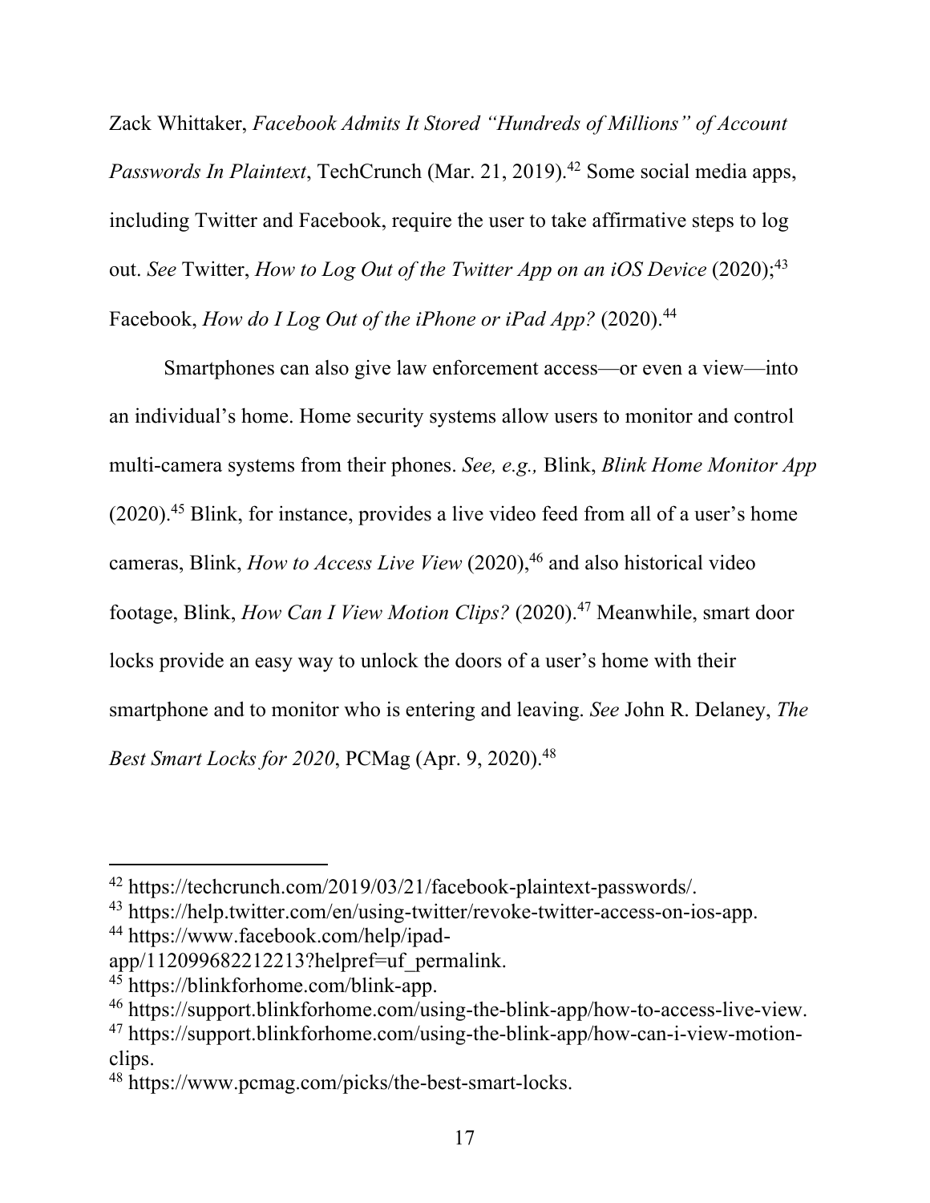Zack Whittaker, *Facebook Admits It Stored "Hundreds of Millions" of Account Passwords In Plaintext*, TechCrunch (Mar. 21, 2019).[42] Some social media apps, including Twitter and Facebook, require the user to take affirmative steps to log out. *See* Twitter, *How to Log Out of the Twitter App on an iOS Device* (2020);[43] Facebook, *How do I Log Out of the iPhone or iPad App?* (2020).[44]

Smartphones can also give law enforcement access—or even a view—into an individual's home. Home security systems allow users to monitor and control multi-camera systems from their phones. *See, e.g.,* Blink, *Blink Home Monitor App* (2020).[45] Blink, for instance, provides a live video feed from all of a user's home cameras, Blink, *How to Access Live View* (2020),[46] and also historical video footage, Blink, *How Can I View Motion Clips?* (2020).[47] Meanwhile, smart door locks provide an easy way to unlock the doors of a user's home with their smartphone and to monitor who is entering and leaving. *See* John R. Delaney, *The Best Smart Locks for 2020*, PCMag (Apr. 9, 2020).[48]

---

[42] https://techcrunch.com/2019/03/21/facebook-plaintext-passwords/.
[43] https://help.twitter.com/en/using-twitter/revoke-twitter-access-on-ios-app.
[44] https://www.facebook.com/help/ipad-app/112099682212213?helpref=uf_permalink.
[45] https://blinkforhome.com/blink-app.
[46] https://support.blinkforhome.com/using-the-blink-app/how-to-access-live-view.
[47] https://support.blinkforhome.com/using-the-blink-app/how-can-i-view-motion-clips.
[48] https://www.pcmag.com/picks/the-best-smart-locks.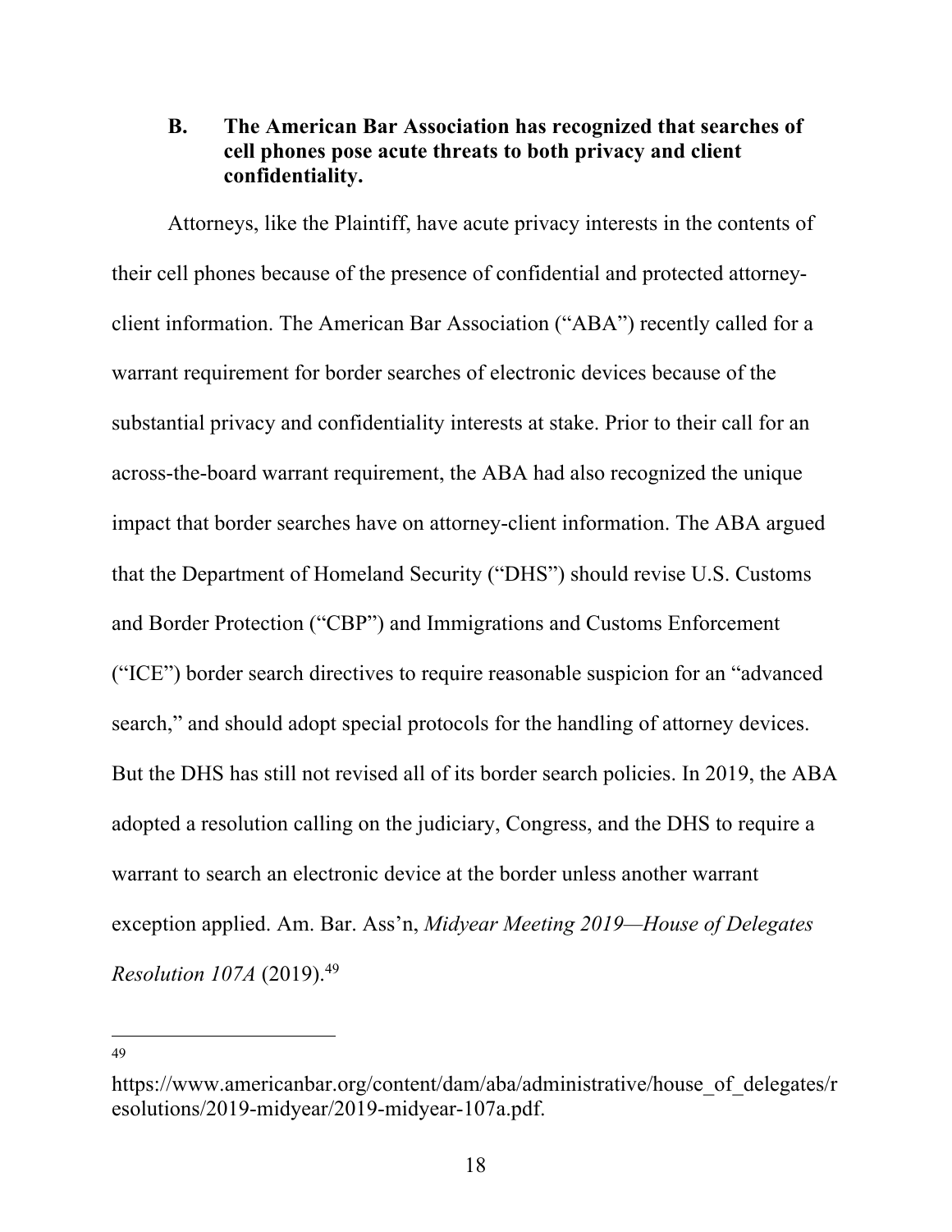### B. The American Bar Association has recognized that searches of cell phones pose acute threats to both privacy and client confidentiality.

Attorneys, like the Plaintiff, have acute privacy interests in the contents of their cell phones because of the presence of confidential and protected attorney-client information. The American Bar Association ("ABA") recently called for a warrant requirement for border searches of electronic devices because of the substantial privacy and confidentiality interests at stake. Prior to their call for an across-the-board warrant requirement, the ABA had also recognized the unique impact that border searches have on attorney-client information. The ABA argued that the Department of Homeland Security ("DHS") should revise U.S. Customs and Border Protection ("CBP") and Immigrations and Customs Enforcement ("ICE") border search directives to require reasonable suspicion for an "advanced search," and should adopt special protocols for the handling of attorney devices. But the DHS has still not revised all of its border search policies. In 2019, the ABA adopted a resolution calling on the judiciary, Congress, and the DHS to require a warrant to search an electronic device at the border unless another warrant exception applied. Am. Bar. Ass'n, *Midyear Meeting 2019—House of Delegates Resolution 107A* (2019).[49]

---

[49] https://www.americanbar.org/content/dam/aba/administrative/house_of_delegates/resolutions/2019-midyear/2019-midyear-107a.pdf.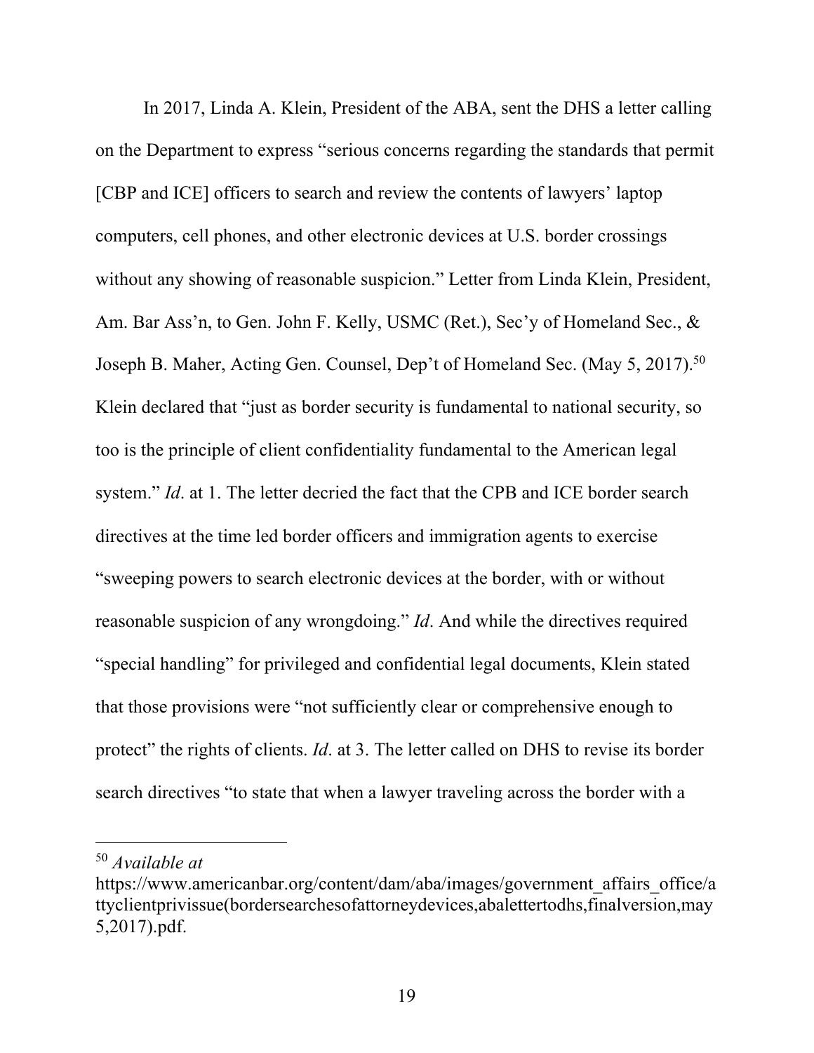In 2017, Linda A. Klein, President of the ABA, sent the DHS a letter calling on the Department to express "serious concerns regarding the standards that permit [CBP and ICE] officers to search and review the contents of lawyers' laptop computers, cell phones, and other electronic devices at U.S. border crossings without any showing of reasonable suspicion." Letter from Linda Klein, President, Am. Bar Ass'n, to Gen. John F. Kelly, USMC (Ret.), Sec'y of Homeland Sec., & Joseph B. Maher, Acting Gen. Counsel, Dep't of Homeland Sec. (May 5, 2017).[50] Klein declared that "just as border security is fundamental to national security, so too is the principle of client confidentiality fundamental to the American legal system." *Id*. at 1. The letter decried the fact that the CPB and ICE border search directives at the time led border officers and immigration agents to exercise "sweeping powers to search electronic devices at the border, with or without reasonable suspicion of any wrongdoing." *Id*. And while the directives required "special handling" for privileged and confidential legal documents, Klein stated that those provisions were "not sufficiently clear or comprehensive enough to protect" the rights of clients. *Id*. at 3. The letter called on DHS to revise its border search directives "to state that when a lawyer traveling across the border with a

---

[50] *Available at* https://www.americanbar.org/content/dam/aba/images/government_affairs_office/attyclientprivissue(bordersearchesofattorneydevices,abalettertodhs,finalversion,may5,2017).pdf.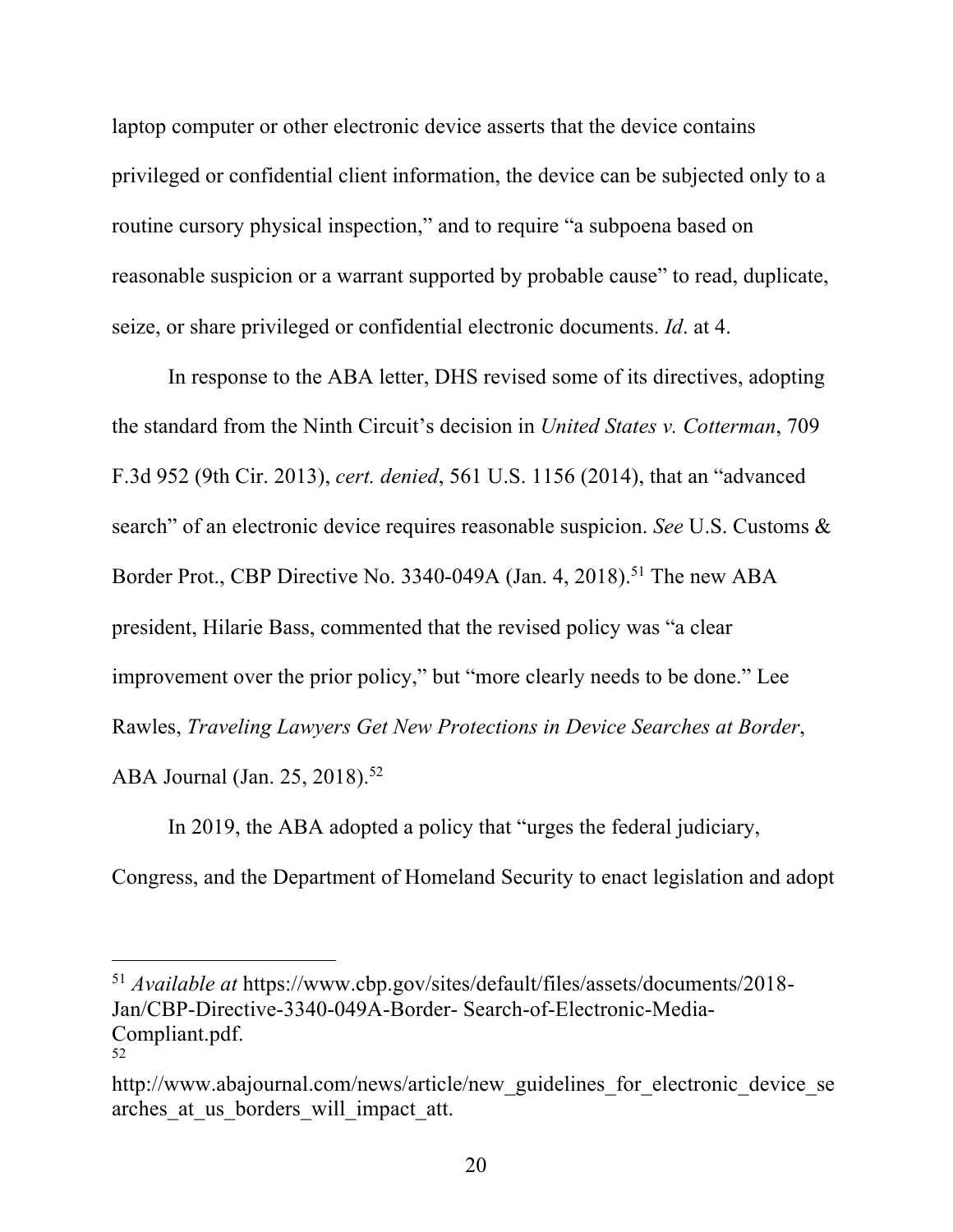laptop computer or other electronic device asserts that the device contains privileged or confidential client information, the device can be subjected only to a routine cursory physical inspection," and to require "a subpoena based on reasonable suspicion or a warrant supported by probable cause" to read, duplicate, seize, or share privileged or confidential electronic documents. *Id*. at 4.

In response to the ABA letter, DHS revised some of its directives, adopting the standard from the Ninth Circuit's decision in *United States v. Cotterman*, 709 F.3d 952 (9th Cir. 2013), *cert. denied*, 561 U.S. 1156 (2014), that an "advanced search" of an electronic device requires reasonable suspicion. *See* U.S. Customs & Border Prot., CBP Directive No. 3340-049A (Jan. 4, 2018).[51] The new ABA president, Hilarie Bass, commented that the revised policy was "a clear improvement over the prior policy," but "more clearly needs to be done." Lee Rawles, *Traveling Lawyers Get New Protections in Device Searches at Border*, ABA Journal (Jan. 25, 2018).[52]

In 2019, the ABA adopted a policy that "urges the federal judiciary, Congress, and the Department of Homeland Security to enact legislation and adopt

---

[51] *Available at* https://www.cbp.gov/sites/default/files/assets/documents/2018-Jan/CBP-Directive-3340-049A-Border- Search-of-Electronic-Media-Compliant.pdf.

[52] http://www.abajournal.com/news/article/new_guidelines_for_electronic_device_searches_at_us_borders_will_impact_att.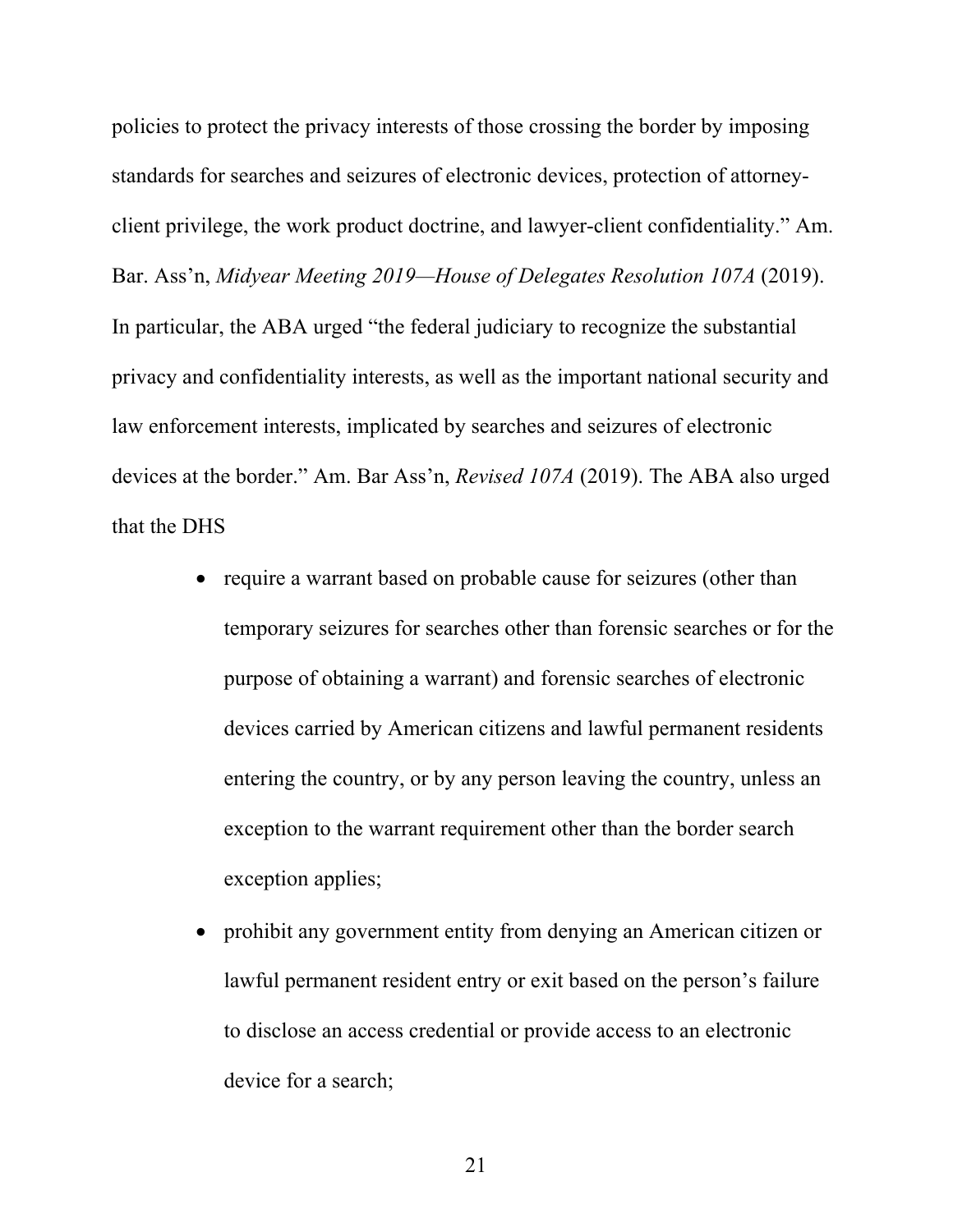policies to protect the privacy interests of those crossing the border by imposing standards for searches and seizures of electronic devices, protection of attorney-client privilege, the work product doctrine, and lawyer-client confidentiality." Am. Bar. Ass'n, *Midyear Meeting 2019—House of Delegates Resolution 107A* (2019). In particular, the ABA urged "the federal judiciary to recognize the substantial privacy and confidentiality interests, as well as the important national security and law enforcement interests, implicated by searches and seizures of electronic devices at the border." Am. Bar Ass'n, *Revised 107A* (2019). The ABA also urged that the DHS

- require a warrant based on probable cause for seizures (other than temporary seizures for searches other than forensic searches or for the purpose of obtaining a warrant) and forensic searches of electronic devices carried by American citizens and lawful permanent residents entering the country, or by any person leaving the country, unless an exception to the warrant requirement other than the border search exception applies;
- prohibit any government entity from denying an American citizen or lawful permanent resident entry or exit based on the person's failure to disclose an access credential or provide access to an electronic device for a search;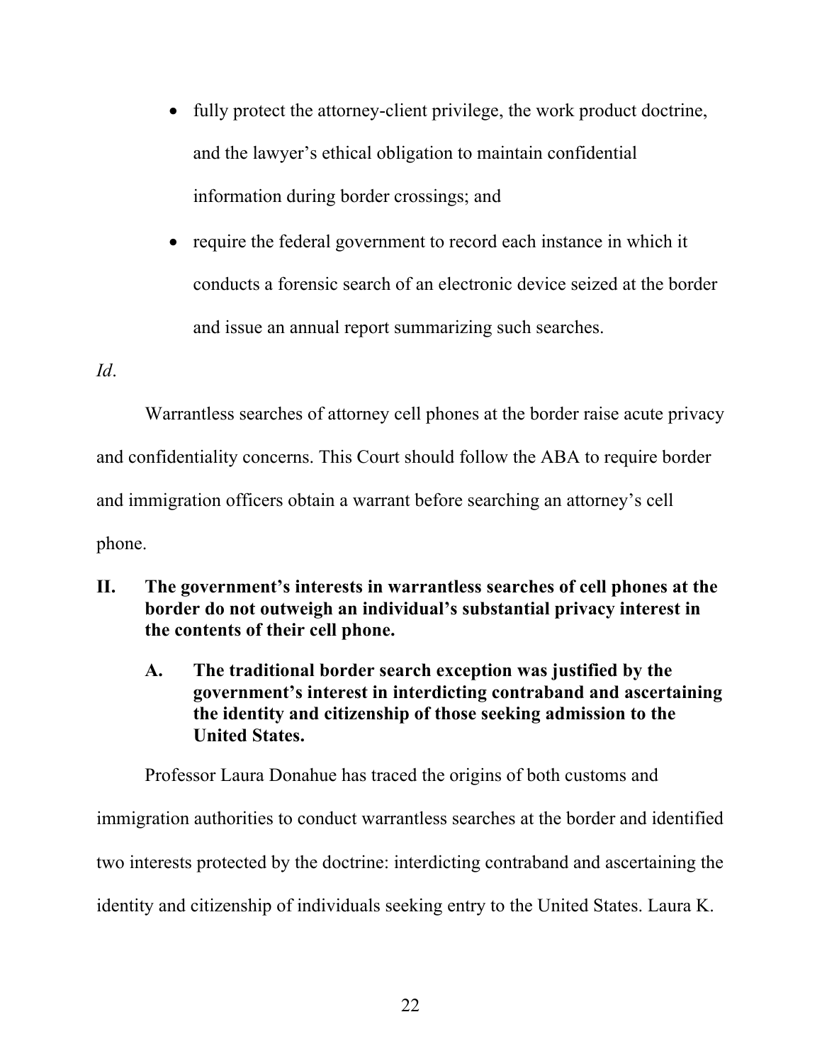- fully protect the attorney-client privilege, the work product doctrine, and the lawyer's ethical obligation to maintain confidential information during border crossings; and
- require the federal government to record each instance in which it conducts a forensic search of an electronic device seized at the border and issue an annual report summarizing such searches.

*Id*.

Warrantless searches of attorney cell phones at the border raise acute privacy and confidentiality concerns. This Court should follow the ABA to require border and immigration officers obtain a warrant before searching an attorney's cell phone.

## II. The government's interests in warrantless searches of cell phones at the border do not outweigh an individual's substantial privacy interest in the contents of their cell phone.

### A. The traditional border search exception was justified by the government's interest in interdicting contraband and ascertaining the identity and citizenship of those seeking admission to the United States.

Professor Laura Donahue has traced the origins of both customs and immigration authorities to conduct warrantless searches at the border and identified two interests protected by the doctrine: interdicting contraband and ascertaining the identity and citizenship of individuals seeking entry to the United States. Laura K.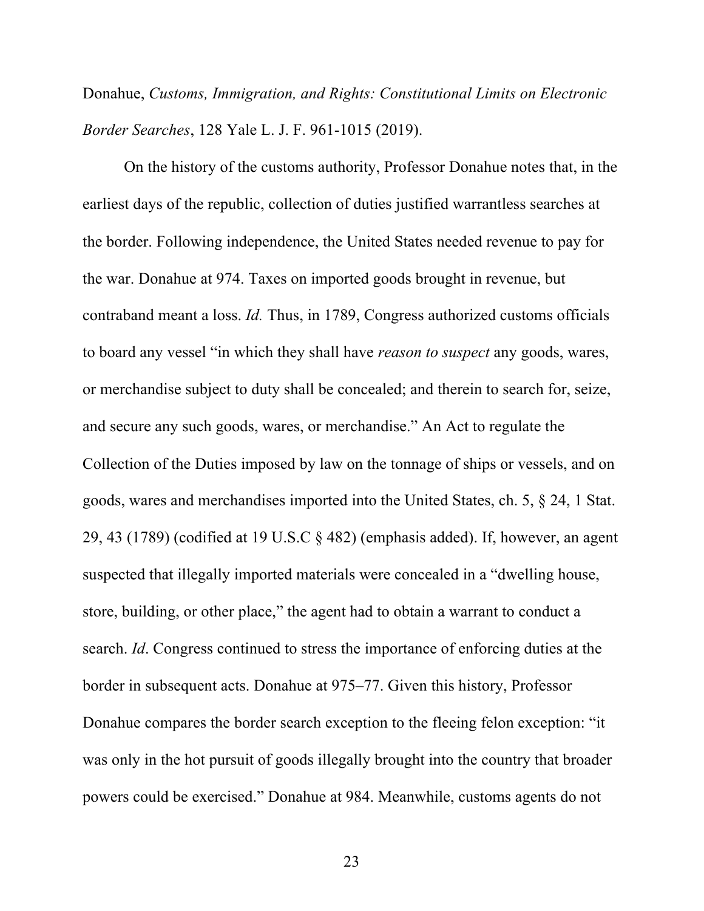Donahue, *Customs, Immigration, and Rights: Constitutional Limits on Electronic Border Searches*, 128 Yale L. J. F. 961-1015 (2019).

On the history of the customs authority, Professor Donahue notes that, in the earliest days of the republic, collection of duties justified warrantless searches at the border. Following independence, the United States needed revenue to pay for the war. Donahue at 974. Taxes on imported goods brought in revenue, but contraband meant a loss. *Id.* Thus, in 1789, Congress authorized customs officials to board any vessel "in which they shall have *reason to suspect* any goods, wares, or merchandise subject to duty shall be concealed; and therein to search for, seize, and secure any such goods, wares, or merchandise." An Act to regulate the Collection of the Duties imposed by law on the tonnage of ships or vessels, and on goods, wares and merchandises imported into the United States, ch. 5, § 24, 1 Stat. 29, 43 (1789) (codified at 19 U.S.C § 482) (emphasis added). If, however, an agent suspected that illegally imported materials were concealed in a "dwelling house, store, building, or other place," the agent had to obtain a warrant to conduct a search. *Id*. Congress continued to stress the importance of enforcing duties at the border in subsequent acts. Donahue at 975–77. Given this history, Professor Donahue compares the border search exception to the fleeing felon exception: "it was only in the hot pursuit of goods illegally brought into the country that broader powers could be exercised." Donahue at 984. Meanwhile, customs agents do not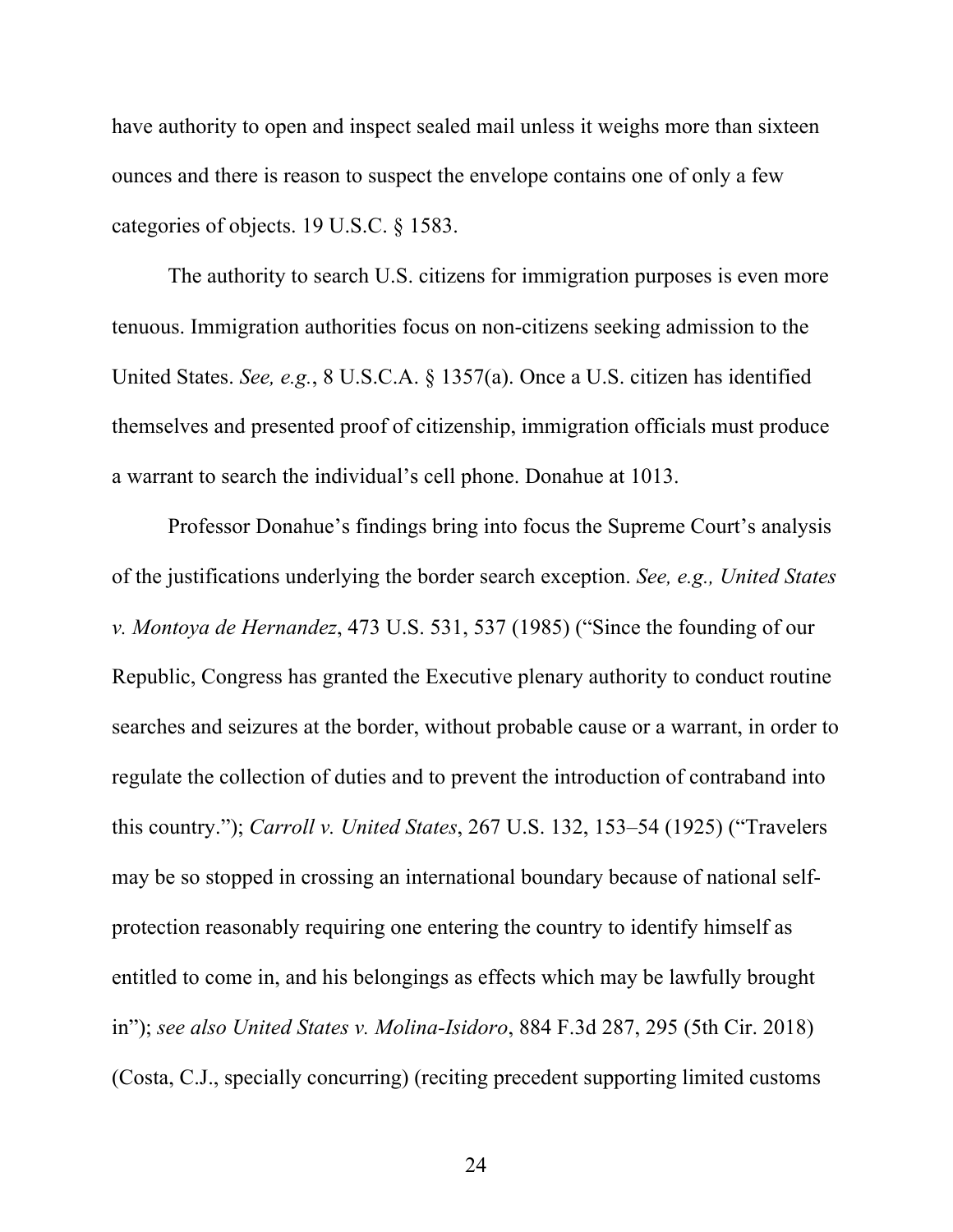have authority to open and inspect sealed mail unless it weighs more than sixteen ounces and there is reason to suspect the envelope contains one of only a few categories of objects. 19 U.S.C. § 1583.

The authority to search U.S. citizens for immigration purposes is even more tenuous. Immigration authorities focus on non-citizens seeking admission to the United States. *See, e.g.*, 8 U.S.C.A. § 1357(a). Once a U.S. citizen has identified themselves and presented proof of citizenship, immigration officials must produce a warrant to search the individual's cell phone. Donahue at 1013.

Professor Donahue's findings bring into focus the Supreme Court's analysis of the justifications underlying the border search exception. *See, e.g., United States v. Montoya de Hernandez*, 473 U.S. 531, 537 (1985) ("Since the founding of our Republic, Congress has granted the Executive plenary authority to conduct routine searches and seizures at the border, without probable cause or a warrant, in order to regulate the collection of duties and to prevent the introduction of contraband into this country."); *Carroll v. United States*, 267 U.S. 132, 153–54 (1925) ("Travelers may be so stopped in crossing an international boundary because of national self-protection reasonably requiring one entering the country to identify himself as entitled to come in, and his belongings as effects which may be lawfully brought in"); *see also United States v. Molina-Isidoro*, 884 F.3d 287, 295 (5th Cir. 2018) (Costa, C.J., specially concurring) (reciting precedent supporting limited customs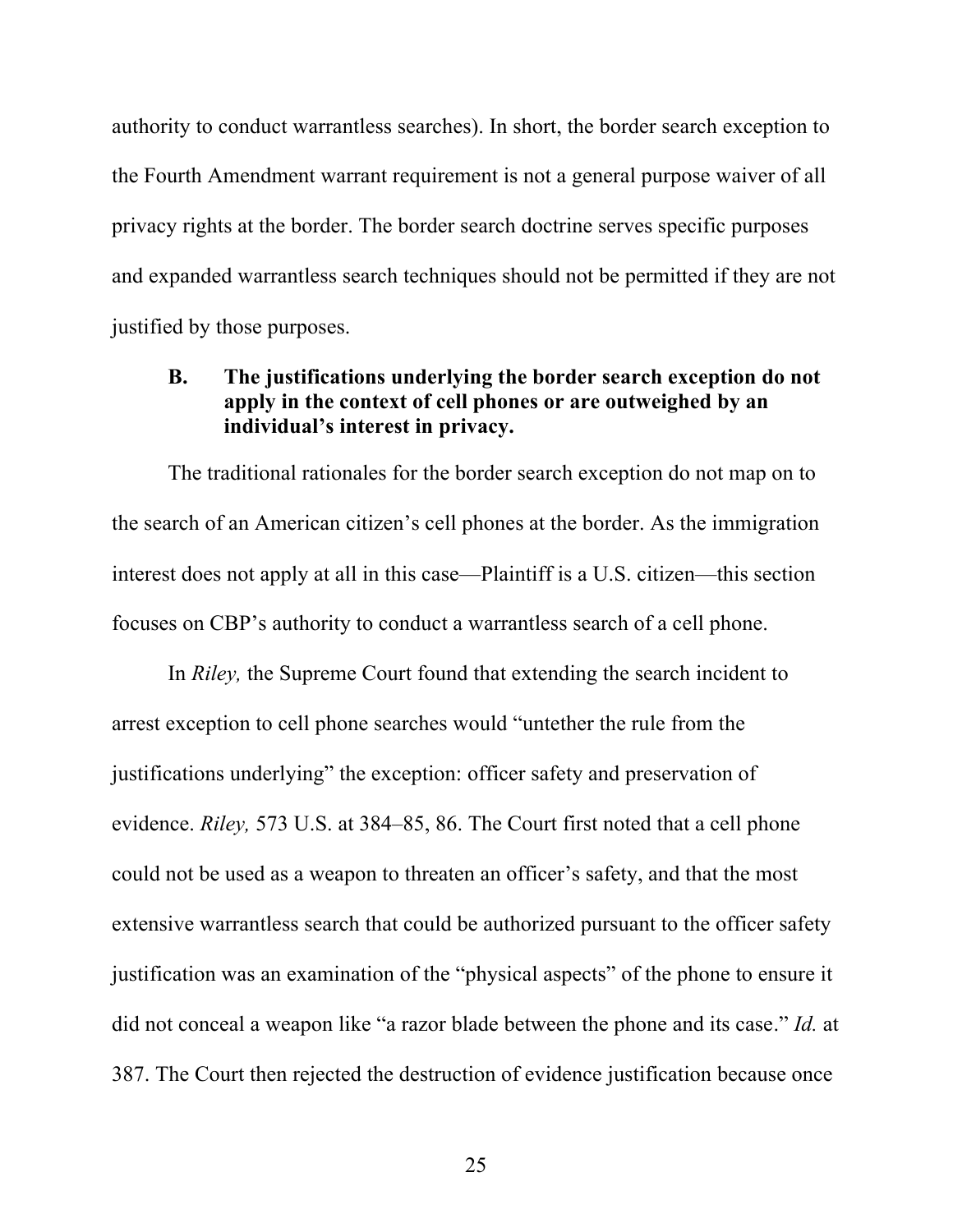authority to conduct warrantless searches). In short, the border search exception to the Fourth Amendment warrant requirement is not a general purpose waiver of all privacy rights at the border. The border search doctrine serves specific purposes and expanded warrantless search techniques should not be permitted if they are not justified by those purposes.

### B. The justifications underlying the border search exception do not apply in the context of cell phones or are outweighed by an individual's interest in privacy.

The traditional rationales for the border search exception do not map on to the search of an American citizen's cell phones at the border. As the immigration interest does not apply at all in this case—Plaintiff is a U.S. citizen—this section focuses on CBP's authority to conduct a warrantless search of a cell phone.

In *Riley,* the Supreme Court found that extending the search incident to arrest exception to cell phone searches would "untether the rule from the justifications underlying" the exception: officer safety and preservation of evidence. *Riley,* 573 U.S. at 384–85, 86. The Court first noted that a cell phone could not be used as a weapon to threaten an officer's safety, and that the most extensive warrantless search that could be authorized pursuant to the officer safety justification was an examination of the "physical aspects" of the phone to ensure it did not conceal a weapon like "a razor blade between the phone and its case." *Id.* at 387. The Court then rejected the destruction of evidence justification because once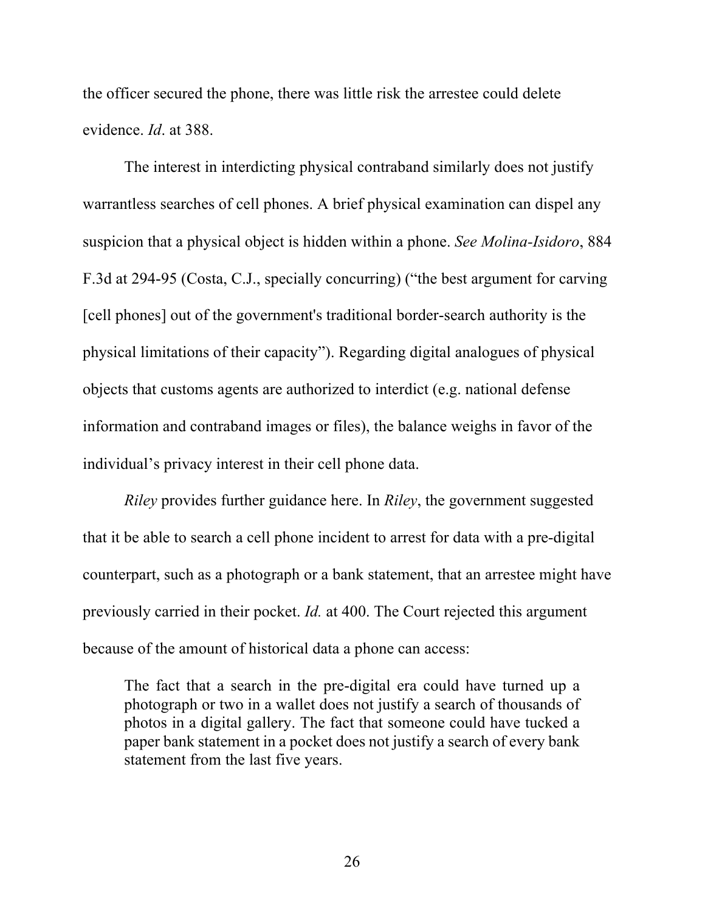the officer secured the phone, there was little risk the arrestee could delete evidence. *Id*. at 388.

The interest in interdicting physical contraband similarly does not justify warrantless searches of cell phones. A brief physical examination can dispel any suspicion that a physical object is hidden within a phone. *See Molina-Isidoro*, 884 F.3d at 294-95 (Costa, C.J., specially concurring) ("the best argument for carving [cell phones] out of the government's traditional border-search authority is the physical limitations of their capacity"). Regarding digital analogues of physical objects that customs agents are authorized to interdict (e.g. national defense information and contraband images or files), the balance weighs in favor of the individual's privacy interest in their cell phone data.

*Riley* provides further guidance here. In *Riley*, the government suggested that it be able to search a cell phone incident to arrest for data with a pre-digital counterpart, such as a photograph or a bank statement, that an arrestee might have previously carried in their pocket. *Id.* at 400. The Court rejected this argument because of the amount of historical data a phone can access:

> The fact that a search in the pre-digital era could have turned up a photograph or two in a wallet does not justify a search of thousands of photos in a digital gallery. The fact that someone could have tucked a paper bank statement in a pocket does not justify a search of every bank statement from the last five years.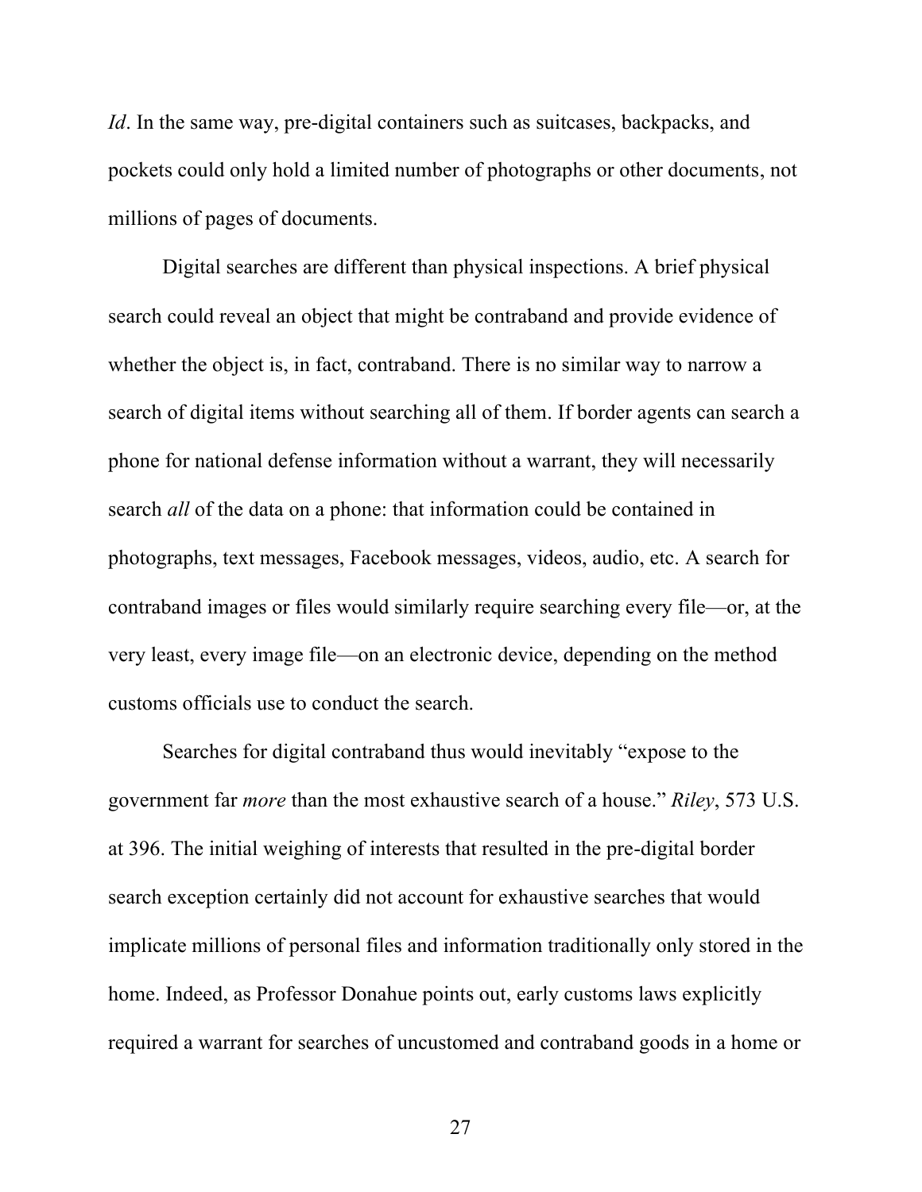*Id*. In the same way, pre-digital containers such as suitcases, backpacks, and pockets could only hold a limited number of photographs or other documents, not millions of pages of documents.

Digital searches are different than physical inspections. A brief physical search could reveal an object that might be contraband and provide evidence of whether the object is, in fact, contraband. There is no similar way to narrow a search of digital items without searching all of them. If border agents can search a phone for national defense information without a warrant, they will necessarily search *all* of the data on a phone: that information could be contained in photographs, text messages, Facebook messages, videos, audio, etc. A search for contraband images or files would similarly require searching every file—or, at the very least, every image file—on an electronic device, depending on the method customs officials use to conduct the search.

Searches for digital contraband thus would inevitably "expose to the government far *more* than the most exhaustive search of a house." *Riley*, 573 U.S. at 396. The initial weighing of interests that resulted in the pre-digital border search exception certainly did not account for exhaustive searches that would implicate millions of personal files and information traditionally only stored in the home. Indeed, as Professor Donahue points out, early customs laws explicitly required a warrant for searches of uncustomed and contraband goods in a home or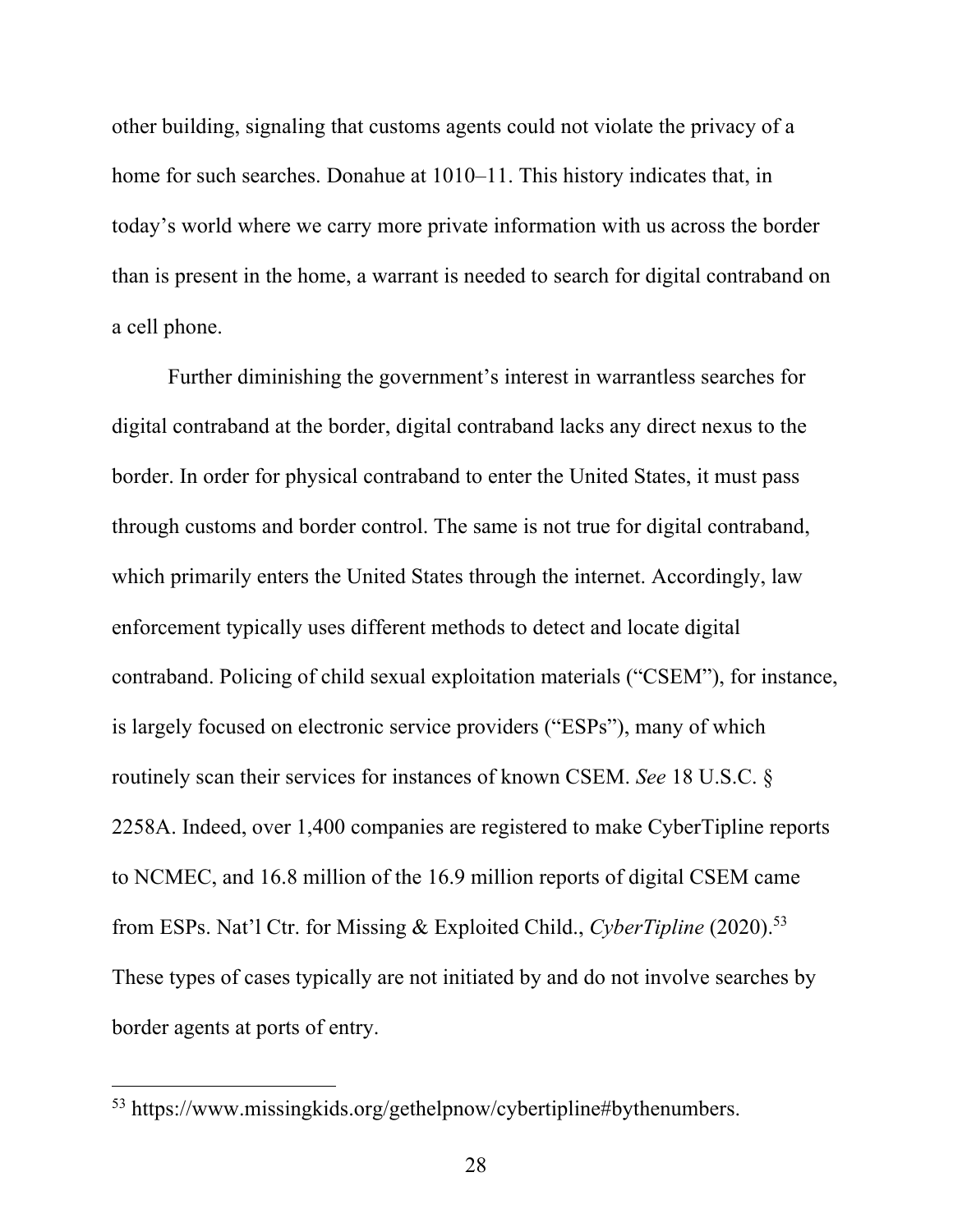other building, signaling that customs agents could not violate the privacy of a home for such searches. Donahue at 1010–11. This history indicates that, in today's world where we carry more private information with us across the border than is present in the home, a warrant is needed to search for digital contraband on a cell phone.

Further diminishing the government's interest in warrantless searches for digital contraband at the border, digital contraband lacks any direct nexus to the border. In order for physical contraband to enter the United States, it must pass through customs and border control. The same is not true for digital contraband, which primarily enters the United States through the internet. Accordingly, law enforcement typically uses different methods to detect and locate digital contraband. Policing of child sexual exploitation materials ("CSEM"), for instance, is largely focused on electronic service providers ("ESPs"), many of which routinely scan their services for instances of known CSEM. *See* 18 U.S.C. § 2258A. Indeed, over 1,400 companies are registered to make CyberTipline reports to NCMEC, and 16.8 million of the 16.9 million reports of digital CSEM came from ESPs. Nat'l Ctr. for Missing & Exploited Child., *CyberTipline* (2020).[53] These types of cases typically are not initiated by and do not involve searches by border agents at ports of entry.

---

[53] https://www.missingkids.org/gethelpnow/cybertipline#bythenumbers.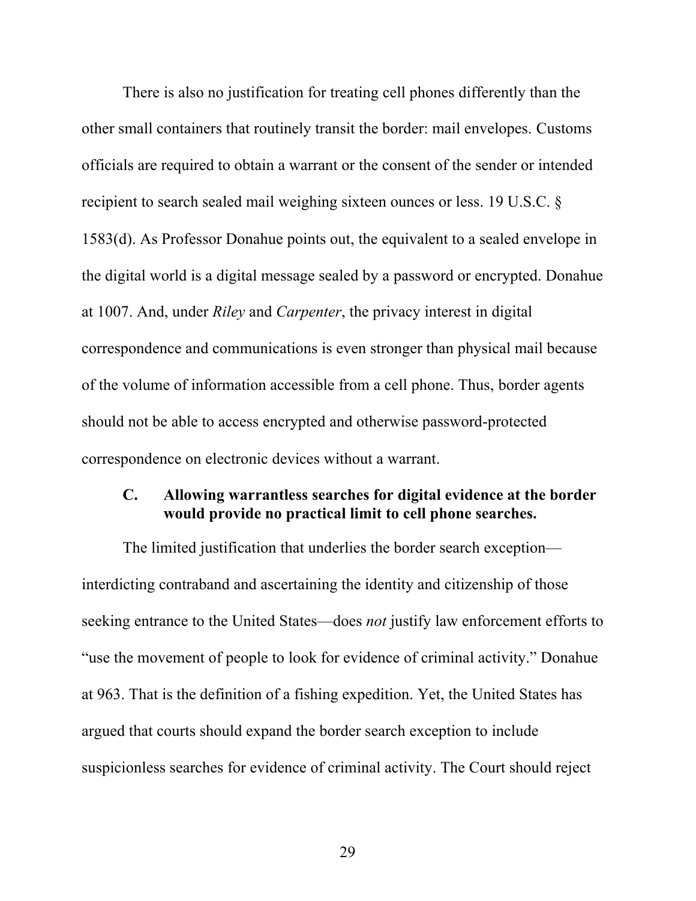There is also no justification for treating cell phones differently than the other small containers that routinely transit the border: mail envelopes. Customs officials are required to obtain a warrant or the consent of the sender or intended recipient to search sealed mail weighing sixteen ounces or less. 19 U.S.C. § 1583(d). As Professor Donahue points out, the equivalent to a sealed envelope in the digital world is a digital message sealed by a password or encrypted. Donahue at 1007. And, under *Riley* and *Carpenter*, the privacy interest in digital correspondence and communications is even stronger than physical mail because of the volume of information accessible from a cell phone. Thus, border agents should not be able to access encrypted and otherwise password-protected correspondence on electronic devices without a warrant.

### C. Allowing warrantless searches for digital evidence at the border would provide no practical limit to cell phone searches.

The limited justification that underlies the border search exception—interdicting contraband and ascertaining the identity and citizenship of those seeking entrance to the United States—does *not* justify law enforcement efforts to "use the movement of people to look for evidence of criminal activity." Donahue at 963. That is the definition of a fishing expedition. Yet, the United States has argued that courts should expand the border search exception to include suspicionless searches for evidence of criminal activity. The Court should reject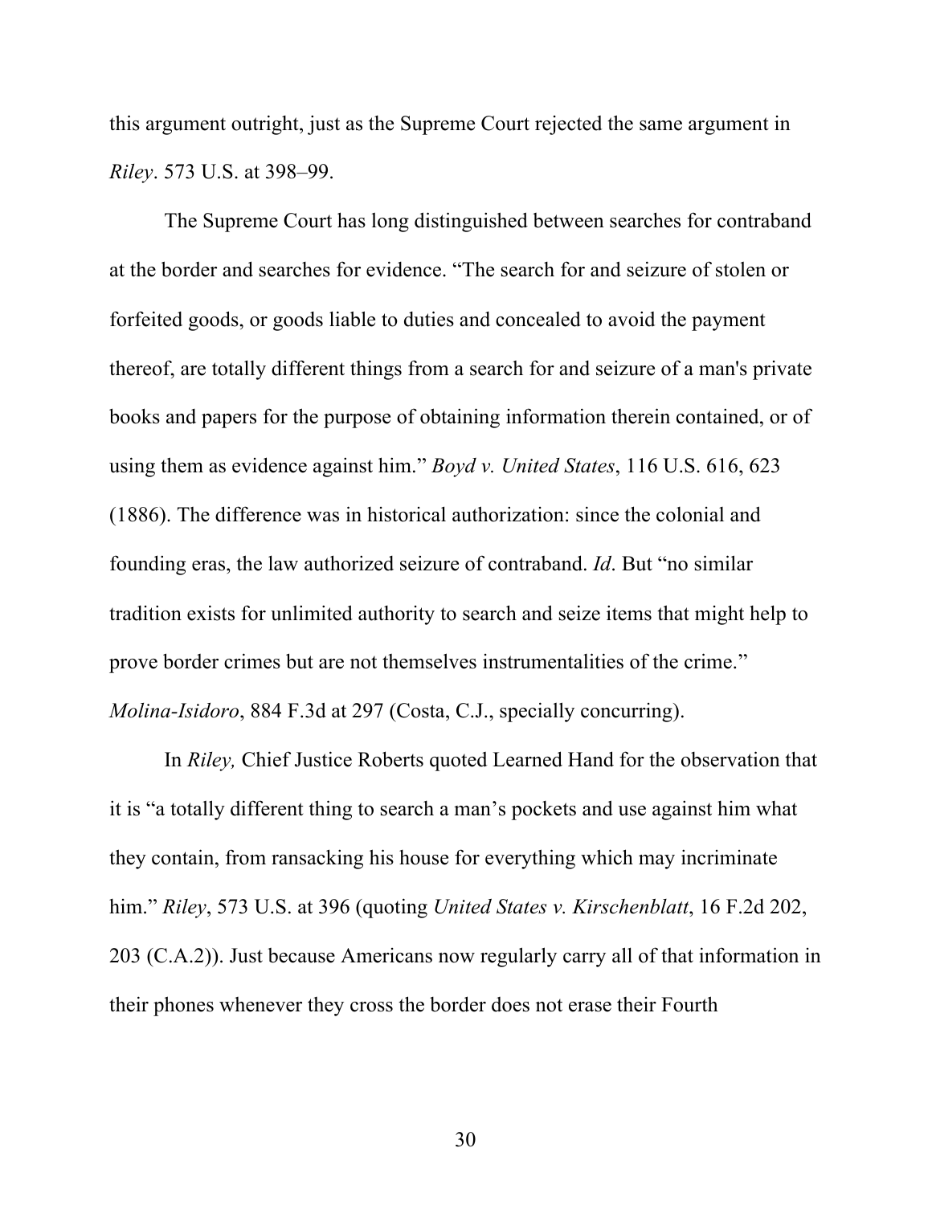this argument outright, just as the Supreme Court rejected the same argument in *Riley*. 573 U.S. at 398–99.

The Supreme Court has long distinguished between searches for contraband at the border and searches for evidence. "The search for and seizure of stolen or forfeited goods, or goods liable to duties and concealed to avoid the payment thereof, are totally different things from a search for and seizure of a man's private books and papers for the purpose of obtaining information therein contained, or of using them as evidence against him." *Boyd v. United States*, 116 U.S. 616, 623 (1886). The difference was in historical authorization: since the colonial and founding eras, the law authorized seizure of contraband. *Id*. But "no similar tradition exists for unlimited authority to search and seize items that might help to prove border crimes but are not themselves instrumentalities of the crime." *Molina-Isidoro*, 884 F.3d at 297 (Costa, C.J., specially concurring).

In *Riley,* Chief Justice Roberts quoted Learned Hand for the observation that it is "a totally different thing to search a man's pockets and use against him what they contain, from ransacking his house for everything which may incriminate him." *Riley*, 573 U.S. at 396 (quoting *United States v. Kirschenblatt*, 16 F.2d 202, 203 (C.A.2)). Just because Americans now regularly carry all of that information in their phones whenever they cross the border does not erase their Fourth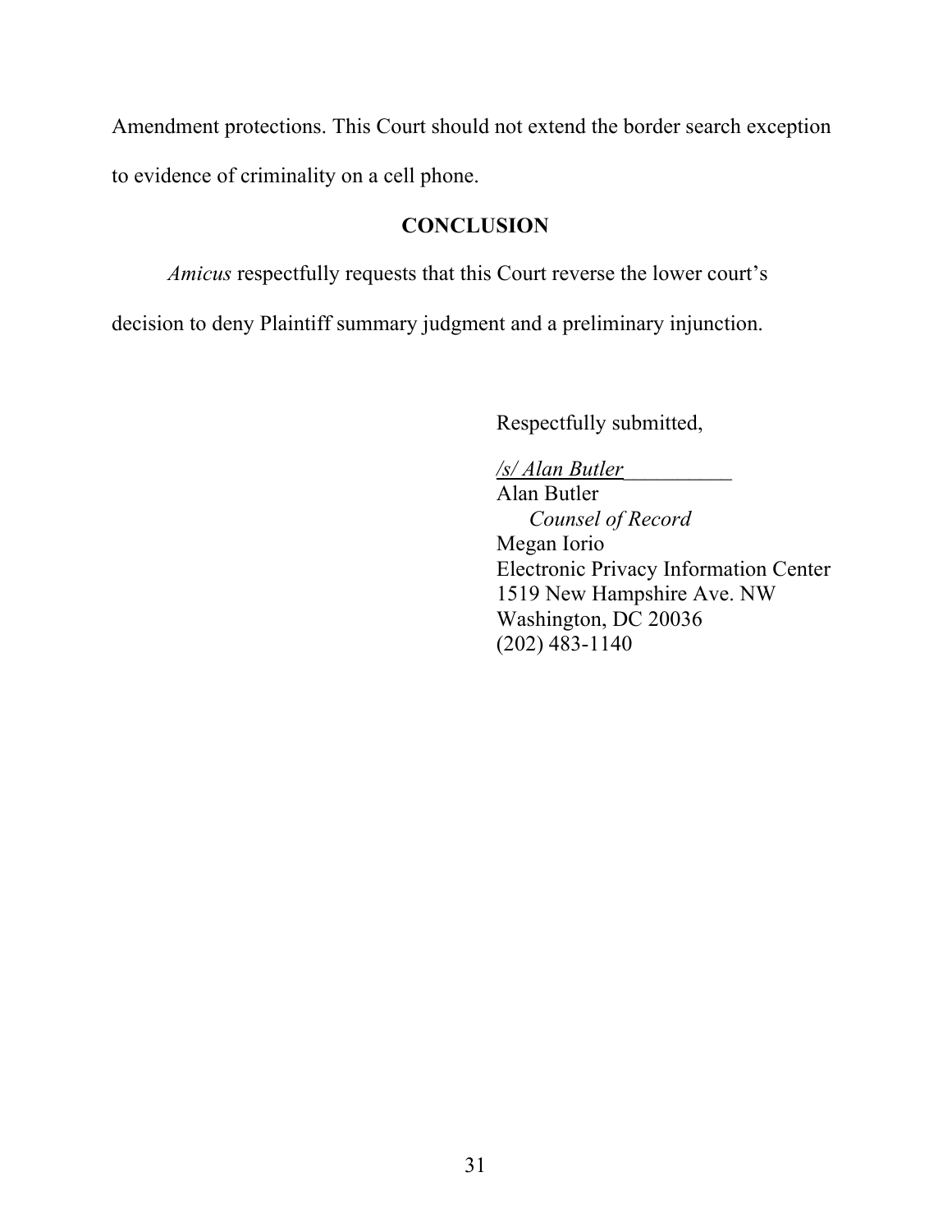Amendment protections. This Court should not extend the border search exception to evidence of criminality on a cell phone.

## CONCLUSION

*Amicus* respectfully requests that this Court reverse the lower court's decision to deny Plaintiff summary judgment and a preliminary injunction.

Respectfully submitted,

*/s/ Alan Butler*\_\_\_\_\_\_\_\_\_\_
Alan Butler
*Counsel of Record*
Megan Iorio
Electronic Privacy Information Center
1519 New Hampshire Ave. NW
Washington, DC 20036
(202) 483-1140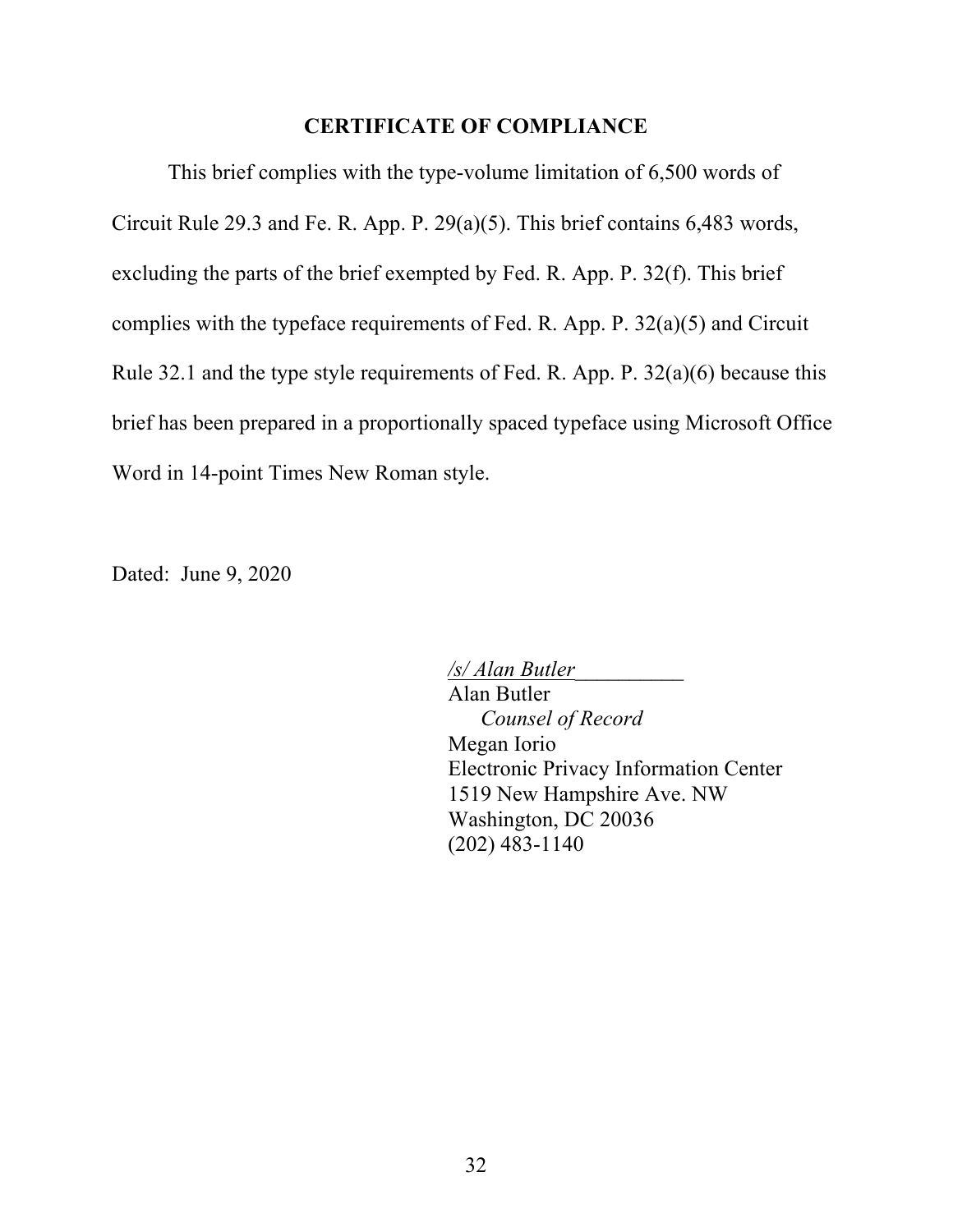**CERTIFICATE OF COMPLIANCE**

This brief complies with the type-volume limitation of 6,500 words of Circuit Rule 29.3 and Fe. R. App. P. 29(a)(5). This brief contains 6,483 words, excluding the parts of the brief exempted by Fed. R. App. P. 32(f). This brief complies with the typeface requirements of Fed. R. App. P. 32(a)(5) and Circuit Rule 32.1 and the type style requirements of Fed. R. App. P. 32(a)(6) because this brief has been prepared in a proportionally spaced typeface using Microsoft Office Word in 14-point Times New Roman style.

Dated: June 9, 2020

*/s/ Alan Butler*__________
Alan Butler
*Counsel of Record*
Megan Iorio
Electronic Privacy Information Center
1519 New Hampshire Ave. NW
Washington, DC 20036
(202) 483-1140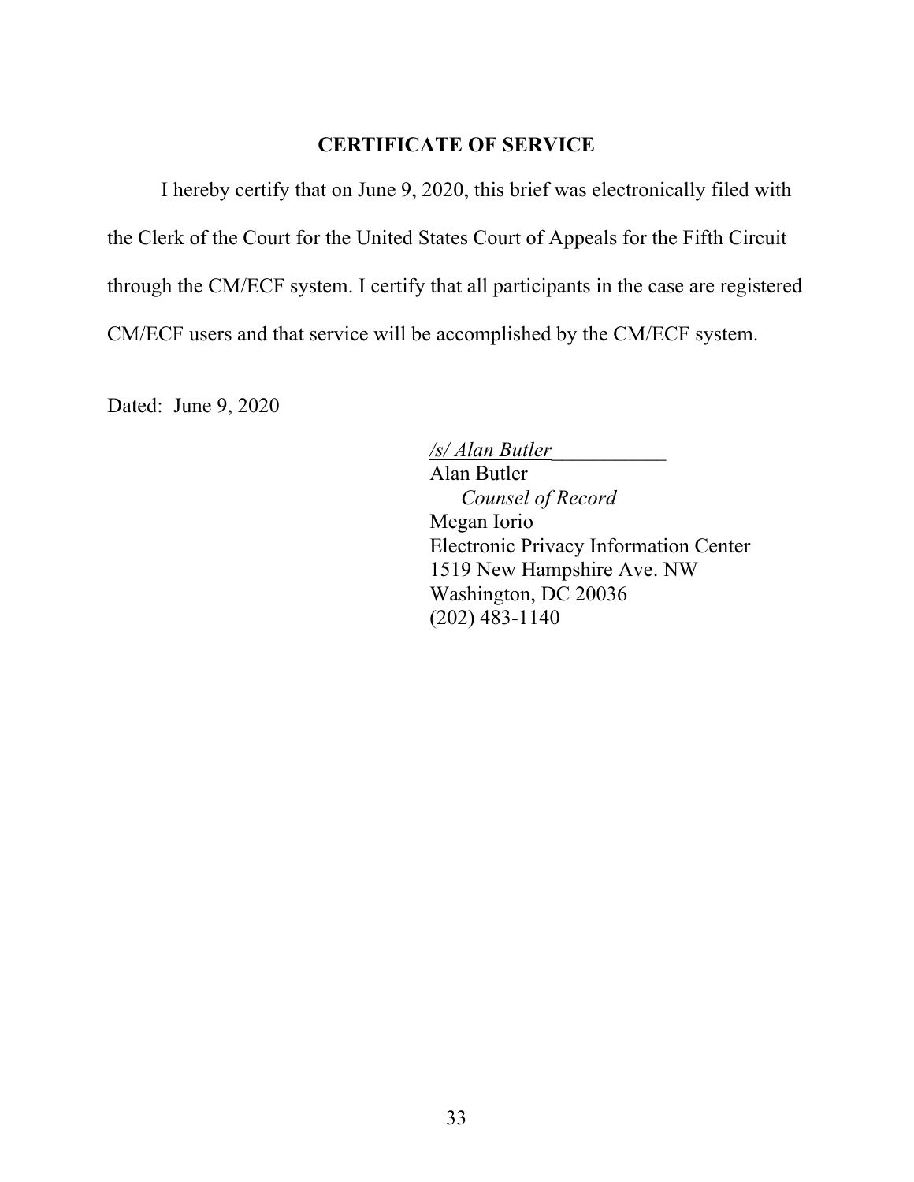## CERTIFICATE OF SERVICE

I hereby certify that on June 9, 2020, this brief was electronically filed with the Clerk of the Court for the United States Court of Appeals for the Fifth Circuit through the CM/ECF system. I certify that all participants in the case are registered CM/ECF users and that service will be accomplished by the CM/ECF system.

Dated: June 9, 2020

*/s/ Alan Butler*
Alan Butler
*Counsel of Record*
Megan Iorio
Electronic Privacy Information Center
1519 New Hampshire Ave. NW
Washington, DC 20036
(202) 483-1140